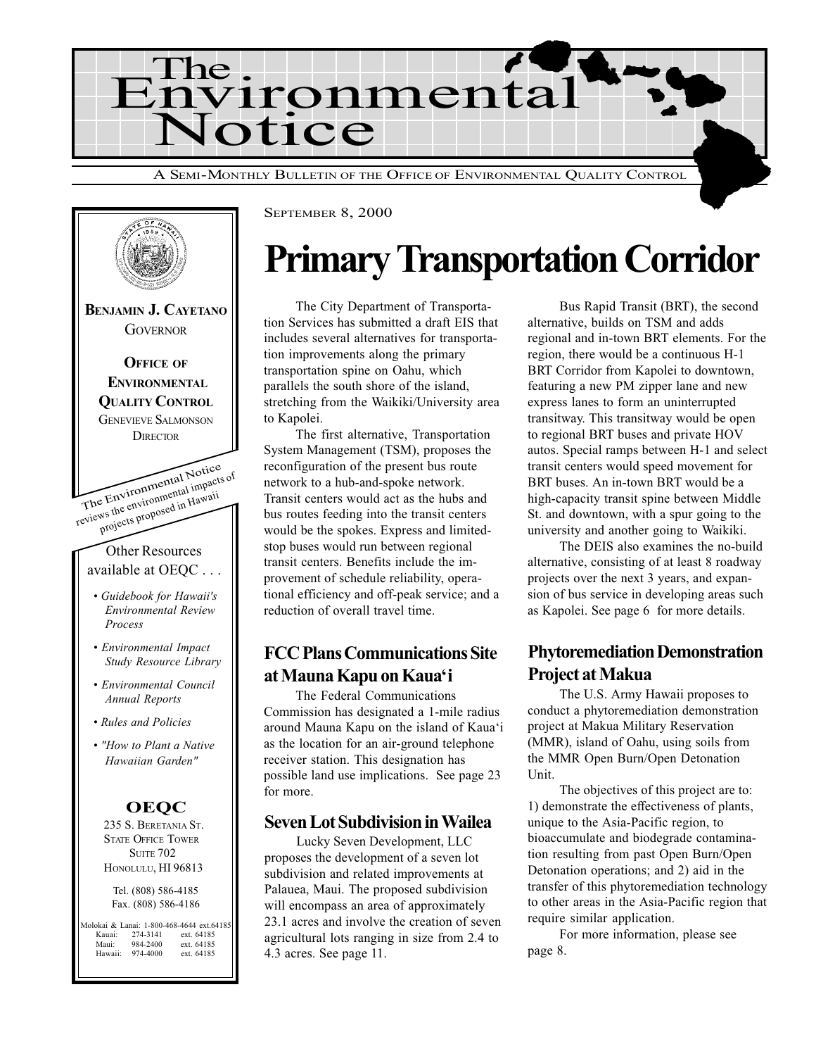# The Environmental Notice

A SEMI-MONTHLY BULLETIN OF THE OFFICE OF ENVIRONMENTAL QUALITY CONTROL

**BENJAMIN J. CAYETANO**
GOVERNOR

**OFFICE OF ENVIRONMENTAL QUALITY CONTROL**
GENEVIEVE SALMONSON
DIRECTOR

The Environmental Notice reviews the environmental impacts of projects proposed in Hawaii

Other Resources available at OEQC . . .

- *Guidebook for Hawaii's Environmental Review Process*
- *Environmental Impact Study Resource Library*
- *Environmental Council Annual Reports*
- *Rules and Policies*
- *"How to Plant a Native Hawaiian Garden"*

**OEQC**
235 S. BERETANIA ST.
STATE OFFICE TOWER
SUITE 702
HONOLULU, HI 96813

Tel. (808) 586-4185
Fax. (808) 586-4186

Molokai & Lanai: 1-800-468-4644 ext.64185
Kauai: 274-3141 ext. 64185
Maui: 984-2400 ext. 64185
Hawaii: 974-4000 ext. 64185

SEPTEMBER 8, 2000

# Primary Transportation Corridor

The City Department of Transportation Services has submitted a draft EIS that includes several alternatives for transportation improvements along the primary transportation spine on Oahu, which parallels the south shore of the island, stretching from the Waikiki/University area to Kapolei.

The first alternative, Transportation System Management (TSM), proposes the reconfiguration of the present bus route network to a hub-and-spoke network. Transit centers would act as the hubs and bus routes feeding into the transit centers would be the spokes. Express and limited-stop buses would run between regional transit centers. Benefits include the improvement of schedule reliability, operational efficiency and off-peak service; and a reduction of overall travel time.

Bus Rapid Transit (BRT), the second alternative, builds on TSM and adds regional and in-town BRT elements. For the region, there would be a continuous H-1 BRT Corridor from Kapolei to downtown, featuring a new PM zipper lane and new express lanes to form an uninterrupted transitway. This transitway would be open to regional BRT buses and private HOV autos. Special ramps between H-1 and select transit centers would speed movement for BRT buses. An in-town BRT would be a high-capacity transit spine between Middle St. and downtown, with a spur going to the university and another going to Waikiki.

The DEIS also examines the no-build alternative, consisting of at least 8 roadway projects over the next 3 years, and expansion of bus service in developing areas such as Kapolei. See page 6 for more details.

## FCC Plans Communications Site at Mauna Kapu on Kaua'i

The Federal Communications Commission has designated a 1-mile radius around Mauna Kapu on the island of Kaua'i as the location for an air-ground telephone receiver station. This designation has possible land use implications. See page 23 for more.

## Seven Lot Subdivision in Wailea

Lucky Seven Development, LLC proposes the development of a seven lot subdivision and related improvements at Palauea, Maui. The proposed subdivision will encompass an area of approximately 23.1 acres and involve the creation of seven agricultural lots ranging in size from 2.4 to 4.3 acres. See page 11.

## Phytoremediation Demonstration Project at Makua

The U.S. Army Hawaii proposes to conduct a phytoremediation demonstration project at Makua Military Reservation (MMR), island of Oahu, using soils from the MMR Open Burn/Open Detonation Unit.

The objectives of this project are to: 1) demonstrate the effectiveness of plants, unique to the Asia-Pacific region, to bioaccumulate and biodegrade contamination resulting from past Open Burn/Open Detonation operations; and 2) aid in the transfer of this phytoremediation technology to other areas in the Asia-Pacific region that require similar application.

For more information, please see page 8.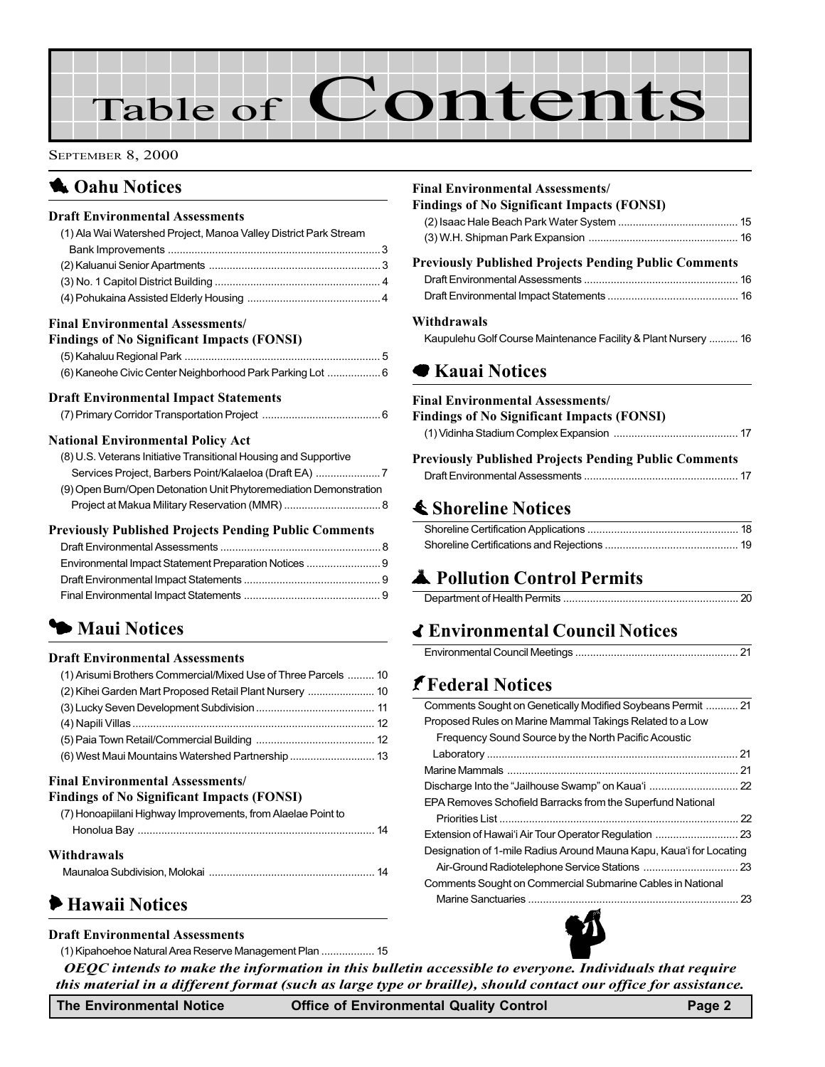# Table of Contents

September 8, 2000

## Oahu Notices

### Draft Environmental Assessments

(1) Ala Wai Watershed Project, Manoa Valley District Park Stream Bank Improvements ... 3
(2) Kaluanui Senior Apartments ... 3
(3) No. 1 Capitol District Building ... 4
(4) Pohukaina Assisted Elderly Housing ... 4

### Final Environmental Assessments/ Findings of No Significant Impacts (FONSI)

(5) Kahaluu Regional Park ... 5
(6) Kaneohe Civic Center Neighborhood Park Parking Lot ... 6

### Draft Environmental Impact Statements

(7) Primary Corridor Transportation Project ... 6

### National Environmental Policy Act

(8) U.S. Veterans Initiative Transitional Housing and Supportive Services Project, Barbers Point/Kalaeloa (Draft EA) ... 7
(9) Open Burn/Open Detonation Unit Phytoremediation Demonstration Project at Makua Military Reservation (MMR) ... 8

### Previously Published Projects Pending Public Comments

Draft Environmental Assessments ... 8
Environmental Impact Statement Preparation Notices ... 9
Draft Environmental Impact Statements ... 9
Final Environmental Impact Statements ... 9

## Maui Notices

### Draft Environmental Assessments

(1) Arisumi Brothers Commercial/Mixed Use of Three Parcels ... 10
(2) Kihei Garden Mart Proposed Retail Plant Nursery ... 10
(3) Lucky Seven Development Subdivision ... 11
(4) Napili Villas ... 12
(5) Paia Town Retail/Commercial Building ... 12
(6) West Maui Mountains Watershed Partnership ... 13

### Final Environmental Assessments/ Findings of No Significant Impacts (FONSI)

(7) Honoapiilani Highway Improvements, from Alaelae Point to Honolua Bay ... 14

### Withdrawals

Maunaloa Subdivision, Molokai ... 14

## Hawaii Notices

### Draft Environmental Assessments

(1) Kipahoehoe Natural Area Reserve Management Plan ... 15

### Final Environmental Assessments/ Findings of No Significant Impacts (FONSI)

(2) Isaac Hale Beach Park Water System ... 15
(3) W.H. Shipman Park Expansion ... 16

### Previously Published Projects Pending Public Comments

Draft Environmental Assessments ... 16
Draft Environmental Impact Statements ... 16

### Withdrawals

Kaupulehu Golf Course Maintenance Facility & Plant Nursery ... 16

## Kauai Notices

### Final Environmental Assessments/ Findings of No Significant Impacts (FONSI)

(1) Vidinha Stadium Complex Expansion ... 17

### Previously Published Projects Pending Public Comments

Draft Environmental Assessments ... 17

## Shoreline Notices

Shoreline Certification Applications ... 18
Shoreline Certifications and Rejections ... 19

## Pollution Control Permits

Department of Health Permits ... 20

## Environmental Council Notices

Environmental Council Meetings ... 21

## Federal Notices

Comments Sought on Genetically Modified Soybeans Permit ... 21
Proposed Rules on Marine Mammal Takings Related to a Low Frequency Sound Source by the North Pacific Acoustic Laboratory ... 21
Marine Mammals ... 21
Discharge Into the "Jailhouse Swamp" on Kaua'i ... 22
EPA Removes Schofield Barracks from the Superfund National Priorities List ... 22
Extension of Hawai'i Air Tour Operator Regulation ... 23
Designation of 1-mile Radius Around Mauna Kapu, Kaua'i for Locating Air-Ground Radiotelephone Service Stations ... 23
Comments Sought on Commercial Submarine Cables in National Marine Sanctuaries ... 23

***OEQC intends to make the information in this bulletin accessible to everyone. Individuals that require this material in a different format (such as large type or braille), should contact our office for assistance.***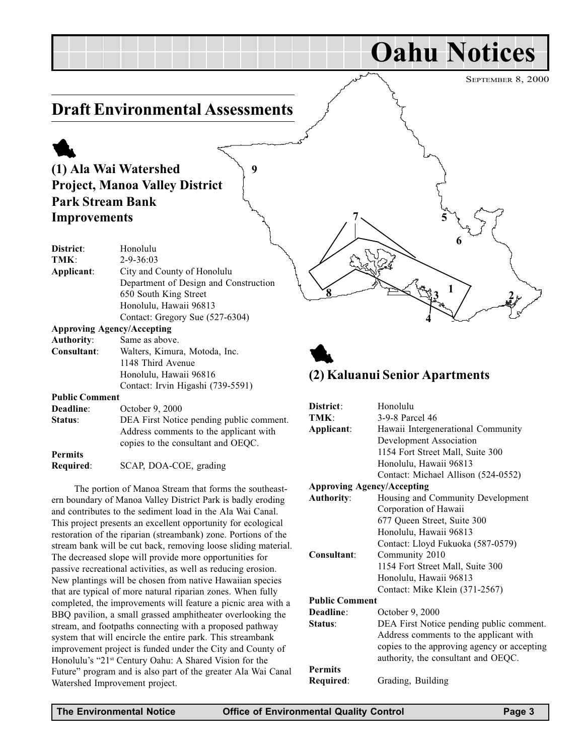# Oahu Notices

September 8, 2000

## Draft Environmental Assessments

### (1) Ala Wai Watershed Project, Manoa Valley District Park Stream Bank Improvements

**District**: Honolulu
**TMK**: 2-9-36:03
**Applicant**: City and County of Honolulu
Department of Design and Construction
650 South King Street
Honolulu, Hawaii 96813
Contact: Gregory Sue (527-6304)

**Approving Agency/Accepting Authority**: Same as above.

**Consultant**: Walters, Kimura, Motoda, Inc.
1148 Third Avenue
Honolulu, Hawaii 96816
Contact: Irvin Higashi (739-5591)

**Public Comment Deadline**: October 9, 2000

**Status**: DEA First Notice pending public comment. Address comments to the applicant with copies to the consultant and OEQC.

**Permits Required**: SCAP, DOA-COE, grading

The portion of Manoa Stream that forms the southeastern boundary of Manoa Valley District Park is badly eroding and contributes to the sediment load in the Ala Wai Canal. This project presents an excellent opportunity for ecological restoration of the riparian (streambank) zone. Portions of the stream bank will be cut back, removing loose sliding material. The decreased slope will provide more opportunities for passive recreational activities, as well as reducing erosion. New plantings will be chosen from native Hawaiian species that are typical of more natural riparian zones. When fully completed, the improvements will feature a picnic area with a BBQ pavilion, a small grassed amphitheater overlooking the stream, and footpaths connecting with a proposed pathway system that will encircle the entire park. This streambank improvement project is funded under the City and County of Honolulu's "21st Century Oahu: A Shared Vision for the Future" program and is also part of the greater Ala Wai Canal Watershed Improvement project.

### (2) Kaluanui Senior Apartments

**District**: Honolulu
**TMK**: 3-9-8 Parcel 46
**Applicant**: Hawaii Intergenerational Community Development Association
1154 Fort Street Mall, Suite 300
Honolulu, Hawaii 96813
Contact: Michael Allison (524-0552)

**Approving Agency/Accepting Authority**: Housing and Community Development Corporation of Hawaii
677 Queen Street, Suite 300
Honolulu, Hawaii 96813
Contact: Lloyd Fukuoka (587-0579)

**Consultant**: Community 2010
1154 Fort Street Mall, Suite 300
Honolulu, Hawaii 96813
Contact: Mike Klein (371-2567)

**Public Comment Deadline**: October 9, 2000

**Status**: DEA First Notice pending public comment. Address comments to the applicant with copies to the approving agency or accepting authority, the consultant and OEQC.

**Permits Required**: Grading, Building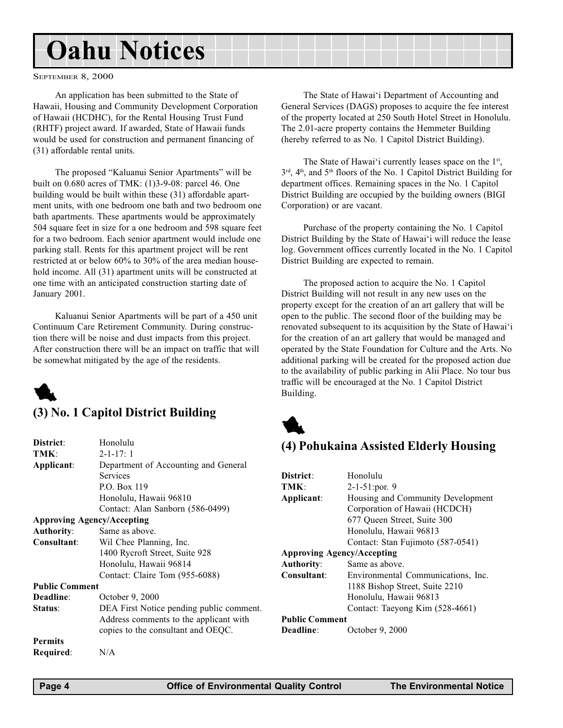# Oahu Notices

SEPTEMBER 8, 2000

An application has been submitted to the State of Hawaii, Housing and Community Development Corporation of Hawaii (HCDHC), for the Rental Housing Trust Fund (RHTF) project award. If awarded, State of Hawaii funds would be used for construction and permanent financing of (31) affordable rental units.

The proposed "Kaluanui Senior Apartments" will be built on 0.680 acres of TMK: (1)3-9-08: parcel 46. One building would be built within these (31) affordable apartment units, with one bedroom one bath and two bedroom one bath apartments. These apartments would be approximately 504 square feet in size for a one bedroom and 598 square feet for a two bedroom. Each senior apartment would include one parking stall. Rents for this apartment project will be rent restricted at or below 60% to 30% of the area median household income. All (31) apartment units will be constructed at one time with an anticipated construction starting date of January 2001.

Kaluanui Senior Apartments will be part of a 450 unit Continuum Care Retirement Community. During construction there will be noise and dust impacts from this project. After construction there will be an impact on traffic that will be somewhat mitigated by the age of the residents.

## (3) No. 1 Capitol District Building

**District**: Honolulu
**TMK**: 2-1-17: 1
**Applicant**: Department of Accounting and General Services
P.O. Box 119
Honolulu, Hawaii 96810
Contact: Alan Sanborn (586-0499)
**Approving Agency/Accepting Authority**: Same as above.
**Consultant**: Wil Chee Planning, Inc.
1400 Rycroft Street, Suite 928
Honolulu, Hawaii 96814
Contact: Claire Tom (955-6088)
**Public Comment Deadline**: October 9, 2000
**Status**: DEA First Notice pending public comment. Address comments to the applicant with copies to the consultant and OEQC.
**Permits Required**: N/A

The State of Hawai'i Department of Accounting and General Services (DAGS) proposes to acquire the fee interest of the property located at 250 South Hotel Street in Honolulu. The 2.01-acre property contains the Hemmeter Building (hereby referred to as No. 1 Capitol District Building).

The State of Hawai'i currently leases space on the 1st, 3rd, 4th, and 5th floors of the No. 1 Capitol District Building for department offices. Remaining spaces in the No. 1 Capitol District Building are occupied by the building owners (BIGI Corporation) or are vacant.

Purchase of the property containing the No. 1 Capitol District Building by the State of Hawai'i will reduce the lease log. Government offices currently located in the No. 1 Capitol District Building are expected to remain.

The proposed action to acquire the No. 1 Capitol District Building will not result in any new uses on the property except for the creation of an art gallery that will be open to the public. The second floor of the building may be renovated subsequent to its acquisition by the State of Hawai'i for the creation of an art gallery that would be managed and operated by the State Foundation for Culture and the Arts. No additional parking will be created for the proposed action due to the availability of public parking in Alii Place. No tour bus traffic will be encouraged at the No. 1 Capitol District Building.

## (4) Pohukaina Assisted Elderly Housing

**District**: Honolulu
**TMK**: 2-1-51:por. 9
**Applicant**: Housing and Community Development Corporation of Hawaii (HCDCH)
677 Queen Street, Suite 300
Honolulu, Hawaii 96813
Contact: Stan Fujimoto (587-0541)
**Approving Agency/Accepting Authority**: Same as above.
**Consultant**: Environmental Communications, Inc.
1188 Bishop Street, Suite 2210
Honolulu, Hawaii 96813
Contact: Taeyong Kim (528-4661)
**Public Comment Deadline**: October 9, 2000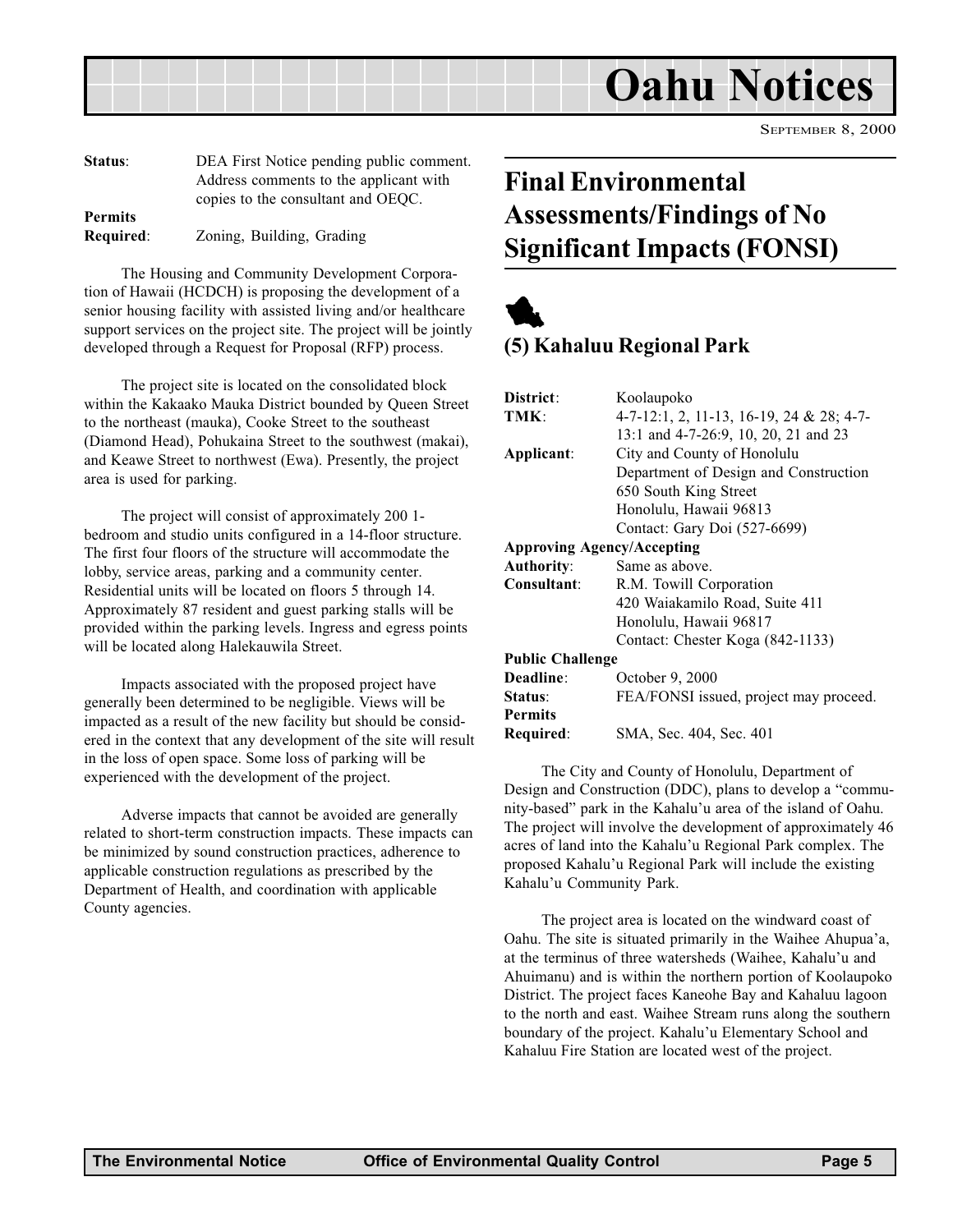**Status**: DEA First Notice pending public comment. Address comments to the applicant with copies to the consultant and OEQC.

**Permits Required**: Zoning, Building, Grading

The Housing and Community Development Corporation of Hawaii (HCDCH) is proposing the development of a senior housing facility with assisted living and/or healthcare support services on the project site. The project will be jointly developed through a Request for Proposal (RFP) process.

The project site is located on the consolidated block within the Kakaako Mauka District bounded by Queen Street to the northeast (mauka), Cooke Street to the southeast (Diamond Head), Pohukaina Street to the southwest (makai), and Keawe Street to northwest (Ewa). Presently, the project area is used for parking.

The project will consist of approximately 200 1-bedroom and studio units configured in a 14-floor structure. The first four floors of the structure will accommodate the lobby, service areas, parking and a community center. Residential units will be located on floors 5 through 14. Approximately 87 resident and guest parking stalls will be provided within the parking levels. Ingress and egress points will be located along Halekauwila Street.

Impacts associated with the proposed project have generally been determined to be negligible. Views will be impacted as a result of the new facility but should be considered in the context that any development of the site will result in the loss of open space. Some loss of parking will be experienced with the development of the project.

Adverse impacts that cannot be avoided are generally related to short-term construction impacts. These impacts can be minimized by sound construction practices, adherence to applicable construction regulations as prescribed by the Department of Health, and coordination with applicable County agencies.

# Final Environmental Assessments/Findings of No Significant Impacts (FONSI)

## (5) Kahaluu Regional Park

**District**: Koolaupoko

**TMK**: 4-7-12:1, 2, 11-13, 16-19, 24 & 28; 4-7-13:1 and 4-7-26:9, 10, 20, 21 and 23

**Applicant**: City and County of Honolulu
Department of Design and Construction
650 South King Street
Honolulu, Hawaii 96813
Contact: Gary Doi (527-6699)

**Approving Agency/Accepting Authority**: Same as above.

**Consultant**: R.M. Towill Corporation
420 Waiakamilo Road, Suite 411
Honolulu, Hawaii 96817
Contact: Chester Koga (842-1133)

**Public Challenge Deadline**: October 9, 2000

**Status**: FEA/FONSI issued, project may proceed.

**Permits Required**: SMA, Sec. 404, Sec. 401

The City and County of Honolulu, Department of Design and Construction (DDC), plans to develop a "community-based" park in the Kahalu'u area of the island of Oahu. The project will involve the development of approximately 46 acres of land into the Kahalu'u Regional Park complex. The proposed Kahalu'u Regional Park will include the existing Kahalu'u Community Park.

The project area is located on the windward coast of Oahu. The site is situated primarily in the Waihee Ahupua'a, at the terminus of three watersheds (Waihee, Kahalu'u and Ahuimanu) and is within the northern portion of Koolaupoko District. The project faces Kaneohe Bay and Kahaluu lagoon to the north and east. Waihee Stream runs along the southern boundary of the project. Kahalu'u Elementary School and Kahaluu Fire Station are located west of the project.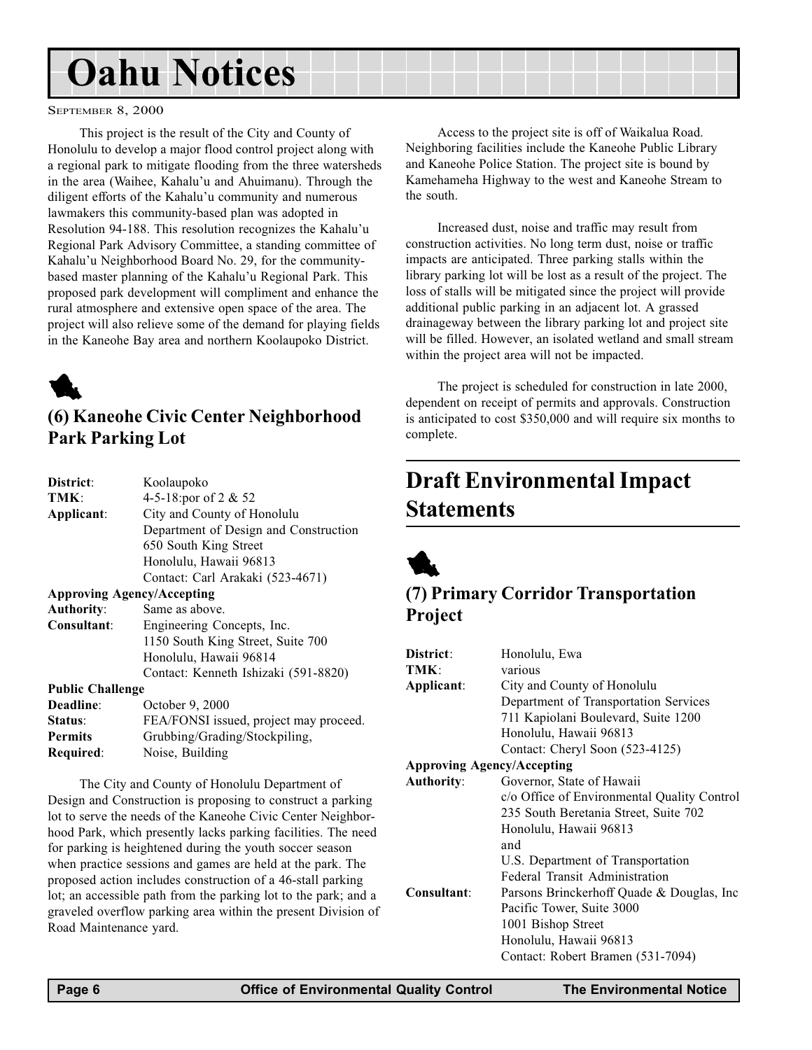# Oahu Notices

September 8, 2000

This project is the result of the City and County of Honolulu to develop a major flood control project along with a regional park to mitigate flooding from the three watersheds in the area (Waihee, Kahalu'u and Ahuimanu). Through the diligent efforts of the Kahalu'u community and numerous lawmakers this community-based plan was adopted in Resolution 94-188. This resolution recognizes the Kahalu'u Regional Park Advisory Committee, a standing committee of Kahalu'u Neighborhood Board No. 29, for the community-based master planning of the Kahalu'u Regional Park. This proposed park development will compliment and enhance the rural atmosphere and extensive open space of the area. The project will also relieve some of the demand for playing fields in the Kaneohe Bay area and northern Koolaupoko District.

## (6) Kaneohe Civic Center Neighborhood Park Parking Lot

**District**: Koolaupoko
**TMK**: 4-5-18:por of 2 & 52
**Applicant**: City and County of Honolulu
Department of Design and Construction
650 South King Street
Honolulu, Hawaii 96813
Contact: Carl Arakaki (523-4671)

**Approving Agency/Accepting Authority**: Same as above.

**Consultant**: Engineering Concepts, Inc.
1150 South King Street, Suite 700
Honolulu, Hawaii 96814
Contact: Kenneth Ishizaki (591-8820)

**Public Challenge Deadline**: October 9, 2000
**Status**: FEA/FONSI issued, project may proceed.
**Permits Required**: Grubbing/Grading/Stockpiling, Noise, Building

The City and County of Honolulu Department of Design and Construction is proposing to construct a parking lot to serve the needs of the Kaneohe Civic Center Neighborhood Park, which presently lacks parking facilities. The need for parking is heightened during the youth soccer season when practice sessions and games are held at the park. The proposed action includes construction of a 46-stall parking lot; an accessible path from the parking lot to the park; and a graveled overflow parking area within the present Division of Road Maintenance yard.

Access to the project site is off of Waikalua Road. Neighboring facilities include the Kaneohe Public Library and Kaneohe Police Station. The project site is bound by Kamehameha Highway to the west and Kaneohe Stream to the south.

Increased dust, noise and traffic may result from construction activities. No long term dust, noise or traffic impacts are anticipated. Three parking stalls within the library parking lot will be lost as a result of the project. The loss of stalls will be mitigated since the project will provide additional public parking in an adjacent lot. A grassed drainageway between the library parking lot and project site will be filled. However, an isolated wetland and small stream within the project area will not be impacted.

The project is scheduled for construction in late 2000, dependent on receipt of permits and approvals. Construction is anticipated to cost $350,000 and will require six months to complete.

# Draft Environmental Impact Statements

## (7) Primary Corridor Transportation Project

**District**: Honolulu, Ewa
**TMK**: various
**Applicant**: City and County of Honolulu
Department of Transportation Services
711 Kapiolani Boulevard, Suite 1200
Honolulu, Hawaii 96813
Contact: Cheryl Soon (523-4125)

**Approving Agency/Accepting Authority**: Governor, State of Hawaii
c/o Office of Environmental Quality Control
235 South Beretania Street, Suite 702
Honolulu, Hawaii 96813
and
U.S. Department of Transportation
Federal Transit Administration

**Consultant**: Parsons Brinckerhoff Quade & Douglas, Inc
Pacific Tower, Suite 3000
1001 Bishop Street
Honolulu, Hawaii 96813
Contact: Robert Bramen (531-7094)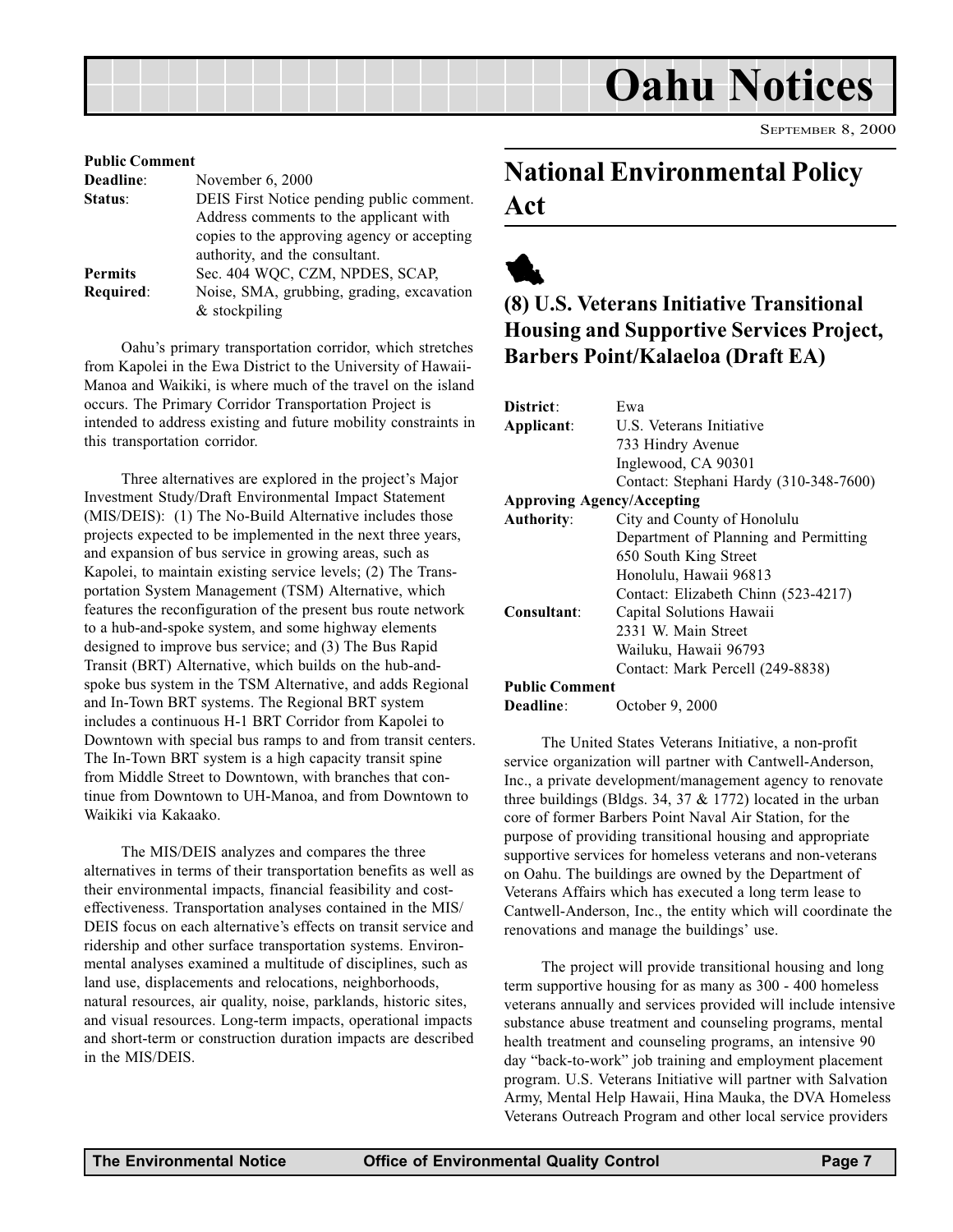| | |
|---|---|
| **Public Comment Deadline**: | November 6, 2000 |
| **Status**: | DEIS First Notice pending public comment. Address comments to the applicant with copies to the approving agency or accepting authority, and the consultant. |
| **Permits Required**: | Sec. 404 WQC, CZM, NPDES, SCAP, Noise, SMA, grubbing, grading, excavation & stockpiling |

Oahu's primary transportation corridor, which stretches from Kapolei in the Ewa District to the University of Hawaii-Manoa and Waikiki, is where much of the travel on the island occurs. The Primary Corridor Transportation Project is intended to address existing and future mobility constraints in this transportation corridor.

Three alternatives are explored in the project's Major Investment Study/Draft Environmental Impact Statement (MIS/DEIS): (1) The No-Build Alternative includes those projects expected to be implemented in the next three years, and expansion of bus service in growing areas, such as Kapolei, to maintain existing service levels; (2) The Transportation System Management (TSM) Alternative, which features the reconfiguration of the present bus route network to a hub-and-spoke system, and some highway elements designed to improve bus service; and (3) The Bus Rapid Transit (BRT) Alternative, which builds on the hub-and-spoke bus system in the TSM Alternative, and adds Regional and In-Town BRT systems. The Regional BRT system includes a continuous H-1 BRT Corridor from Kapolei to Downtown with special bus ramps to and from transit centers. The In-Town BRT system is a high capacity transit spine from Middle Street to Downtown, with branches that continue from Downtown to UH-Manoa, and from Downtown to Waikiki via Kakaako.

The MIS/DEIS analyzes and compares the three alternatives in terms of their transportation benefits as well as their environmental impacts, financial feasibility and cost-effectiveness. Transportation analyses contained in the MIS/DEIS focus on each alternative's effects on transit service and ridership and other surface transportation systems. Environmental analyses examined a multitude of disciplines, such as land use, displacements and relocations, neighborhoods, natural resources, air quality, noise, parklands, historic sites, and visual resources. Long-term impacts, operational impacts and short-term or construction duration impacts are described in the MIS/DEIS.

# National Environmental Policy Act

## (8) U.S. Veterans Initiative Transitional Housing and Supportive Services Project, Barbers Point/Kalaeloa (Draft EA)

| | |
|---|---|
| **District**: | Ewa |
| **Applicant**: | U.S. Veterans Initiative<br>733 Hindry Avenue<br>Inglewood, CA 90301<br>Contact: Stephani Hardy (310-348-7600) |
| **Approving Agency/Accepting Authority**: | City and County of Honolulu<br>Department of Planning and Permitting<br>650 South King Street<br>Honolulu, Hawaii 96813<br>Contact: Elizabeth Chinn (523-4217) |
| **Consultant**: | Capital Solutions Hawaii<br>2331 W. Main Street<br>Wailuku, Hawaii 96793<br>Contact: Mark Percell (249-8838) |
| **Public Comment Deadline**: | October 9, 2000 |

The United States Veterans Initiative, a non-profit service organization will partner with Cantwell-Anderson, Inc., a private development/management agency to renovate three buildings (Bldgs. 34, 37 & 1772) located in the urban core of former Barbers Point Naval Air Station, for the purpose of providing transitional housing and appropriate supportive services for homeless veterans and non-veterans on Oahu. The buildings are owned by the Department of Veterans Affairs which has executed a long term lease to Cantwell-Anderson, Inc., the entity which will coordinate the renovations and manage the buildings' use.

The project will provide transitional housing and long term supportive housing for as many as 300 - 400 homeless veterans annually and services provided will include intensive substance abuse treatment and counseling programs, mental health treatment and counseling programs, an intensive 90 day "back-to-work" job training and employment placement program. U.S. Veterans Initiative will partner with Salvation Army, Mental Help Hawaii, Hina Mauka, the DVA Homeless Veterans Outreach Program and other local service providers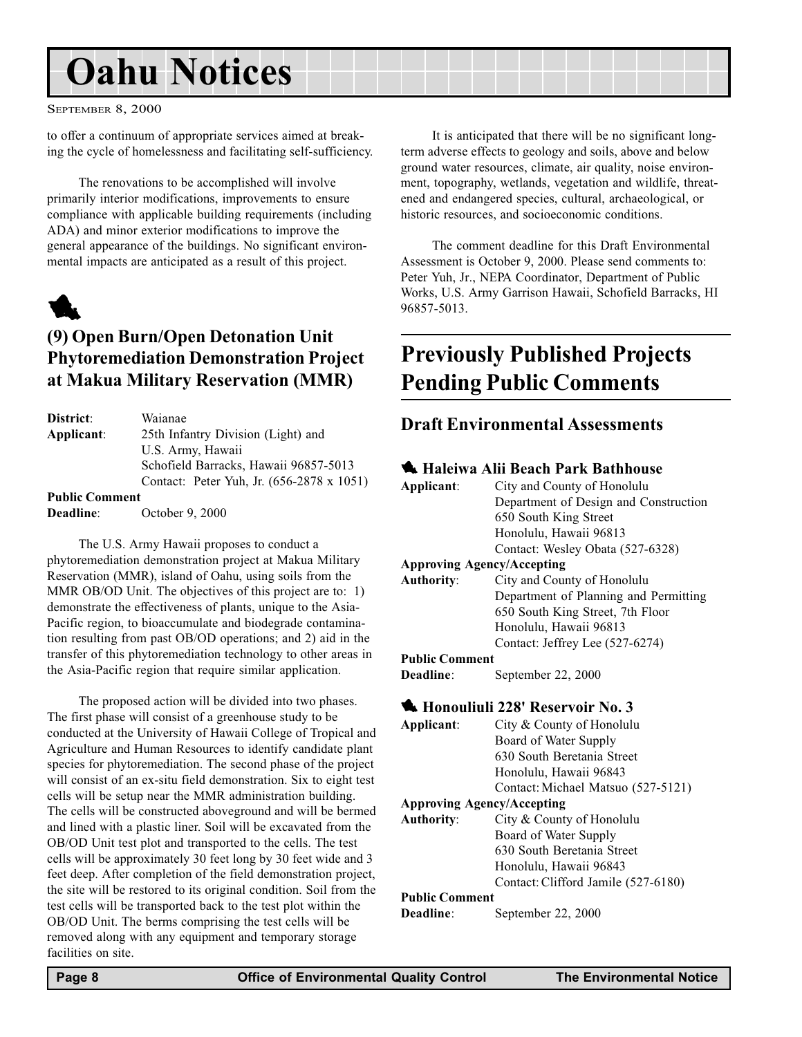to offer a continuum of appropriate services aimed at breaking the cycle of homelessness and facilitating self-sufficiency.

The renovations to be accomplished will involve primarily interior modifications, improvements to ensure compliance with applicable building requirements (including ADA) and minor exterior modifications to improve the general appearance of the buildings. No significant environmental impacts are anticipated as a result of this project.

## (9) Open Burn/Open Detonation Unit Phytoremediation Demonstration Project at Makua Military Reservation (MMR)

**District**: Waianae
**Applicant**: 25th Infantry Division (Light) and U.S. Army, Hawaii
Schofield Barracks, Hawaii 96857-5013
Contact: Peter Yuh, Jr. (656-2878 x 1051)
**Public Comment Deadline**: October 9, 2000

The U.S. Army Hawaii proposes to conduct a phytoremediation demonstration project at Makua Military Reservation (MMR), island of Oahu, using soils from the MMR OB/OD Unit. The objectives of this project are to: 1) demonstrate the effectiveness of plants, unique to the Asia-Pacific region, to bioaccumulate and biodegrade contamination resulting from past OB/OD operations; and 2) aid in the transfer of this phytoremediation technology to other areas in the Asia-Pacific region that require similar application.

The proposed action will be divided into two phases. The first phase will consist of a greenhouse study to be conducted at the University of Hawaii College of Tropical and Agriculture and Human Resources to identify candidate plant species for phytoremediation. The second phase of the project will consist of an ex-situ field demonstration. Six to eight test cells will be setup near the MMR administration building. The cells will be constructed aboveground and will be bermed and lined with a plastic liner. Soil will be excavated from the OB/OD Unit test plot and transported to the cells. The test cells will be approximately 30 feet long by 30 feet wide and 3 feet deep. After completion of the field demonstration project, the site will be restored to its original condition. Soil from the test cells will be transported back to the test plot within the OB/OD Unit. The berms comprising the test cells will be removed along with any equipment and temporary storage facilities on site.

It is anticipated that there will be no significant long-term adverse effects to geology and soils, above and below ground water resources, climate, air quality, noise environment, topography, wetlands, vegetation and wildlife, threatened and endangered species, cultural, archaeological, or historic resources, and socioeconomic conditions.

The comment deadline for this Draft Environmental Assessment is October 9, 2000. Please send comments to: Peter Yuh, Jr., NEPA Coordinator, Department of Public Works, U.S. Army Garrison Hawaii, Schofield Barracks, HI 96857-5013.

# Previously Published Projects Pending Public Comments

## Draft Environmental Assessments

### Haleiwa Alii Beach Park Bathhouse

**Applicant**: City and County of Honolulu
Department of Design and Construction
650 South King Street
Honolulu, Hawaii 96813
Contact: Wesley Obata (527-6328)
**Approving Agency/Accepting Authority**: City and County of Honolulu
Department of Planning and Permitting
650 South King Street, 7th Floor
Honolulu, Hawaii 96813
Contact: Jeffrey Lee (527-6274)
**Public Comment Deadline**: September 22, 2000

### Honouliuli 228' Reservoir No. 3

**Applicant**: City & County of Honolulu
Board of Water Supply
630 South Beretania Street
Honolulu, Hawaii 96843
Contact: Michael Matsuo (527-5121)
**Approving Agency/Accepting Authority**: City & County of Honolulu
Board of Water Supply
630 South Beretania Street
Honolulu, Hawaii 96843
Contact: Clifford Jamile (527-6180)
**Public Comment Deadline**: September 22, 2000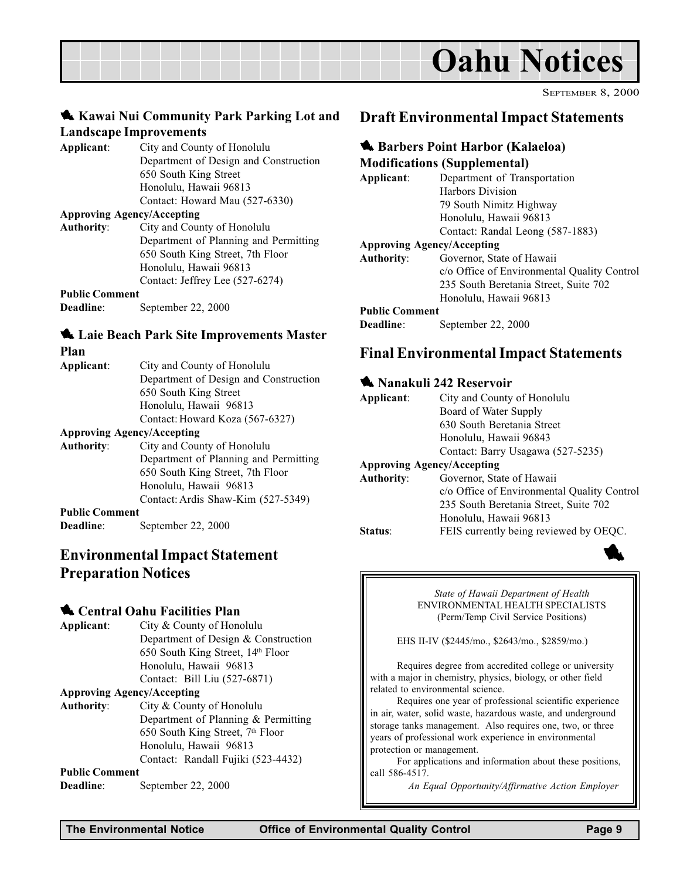# Oahu Notices

SEPTEMBER 8, 2000

### Kawai Nui Community Park Parking Lot and Landscape Improvements

**Applicant**: City and County of Honolulu
Department of Design and Construction
650 South King Street
Honolulu, Hawaii 96813
Contact: Howard Mau (527-6330)

**Approving Agency/Accepting Authority**: City and County of Honolulu
Department of Planning and Permitting
650 South King Street, 7th Floor
Honolulu, Hawaii 96813
Contact: Jeffrey Lee (527-6274)

**Public Comment Deadline**: September 22, 2000

### Laie Beach Park Site Improvements Master Plan

**Applicant**: City and County of Honolulu
Department of Design and Construction
650 South King Street
Honolulu, Hawaii 96813
Contact: Howard Koza (567-6327)

**Approving Agency/Accepting Authority**: City and County of Honolulu
Department of Planning and Permitting
650 South King Street, 7th Floor
Honolulu, Hawaii 96813
Contact: Ardis Shaw-Kim (527-5349)

**Public Comment Deadline**: September 22, 2000

## Environmental Impact Statement Preparation Notices

### Central Oahu Facilities Plan

**Applicant**: City & County of Honolulu
Department of Design & Construction
650 South King Street, 14th Floor
Honolulu, Hawaii 96813
Contact: Bill Liu (527-6871)

**Approving Agency/Accepting Authority**: City & County of Honolulu
Department of Planning & Permitting
650 South King Street, 7th Floor
Honolulu, Hawaii 96813
Contact: Randall Fujiki (523-4432)

**Public Comment Deadline**: September 22, 2000

## Draft Environmental Impact Statements

### Barbers Point Harbor (Kalaeloa) Modifications (Supplemental)

**Applicant**: Department of Transportation
Harbors Division
79 South Nimitz Highway
Honolulu, Hawaii 96813
Contact: Randal Leong (587-1883)

**Approving Agency/Accepting Authority**: Governor, State of Hawaii
c/o Office of Environmental Quality Control
235 South Beretania Street, Suite 702
Honolulu, Hawaii 96813

**Public Comment Deadline**: September 22, 2000

## Final Environmental Impact Statements

### Nanakuli 242 Reservoir

**Applicant**: City and County of Honolulu
Board of Water Supply
630 South Beretania Street
Honolulu, Hawaii 96843
Contact: Barry Usagawa (527-5235)

**Approving Agency/Accepting Authority**: Governor, State of Hawaii
c/o Office of Environmental Quality Control
235 South Beretania Street, Suite 702
Honolulu, Hawaii 96813

**Status**: FEIS currently being reviewed by OEQC.

---

*State of Hawaii Department of Health*
ENVIRONMENTAL HEALTH SPECIALISTS
(Perm/Temp Civil Service Positions)

EHS II-IV ($2445/mo., $2643/mo., $2859/mo.)

Requires degree from accredited college or university with a major in chemistry, physics, biology, or other field related to environmental science.

Requires one year of professional scientific experience in air, water, solid waste, hazardous waste, and underground storage tanks management. Also requires one, two, or three years of professional work experience in environmental protection or management.

For applications and information about these positions, call 586-4517.

*An Equal Opportunity/Affirmative Action Employer*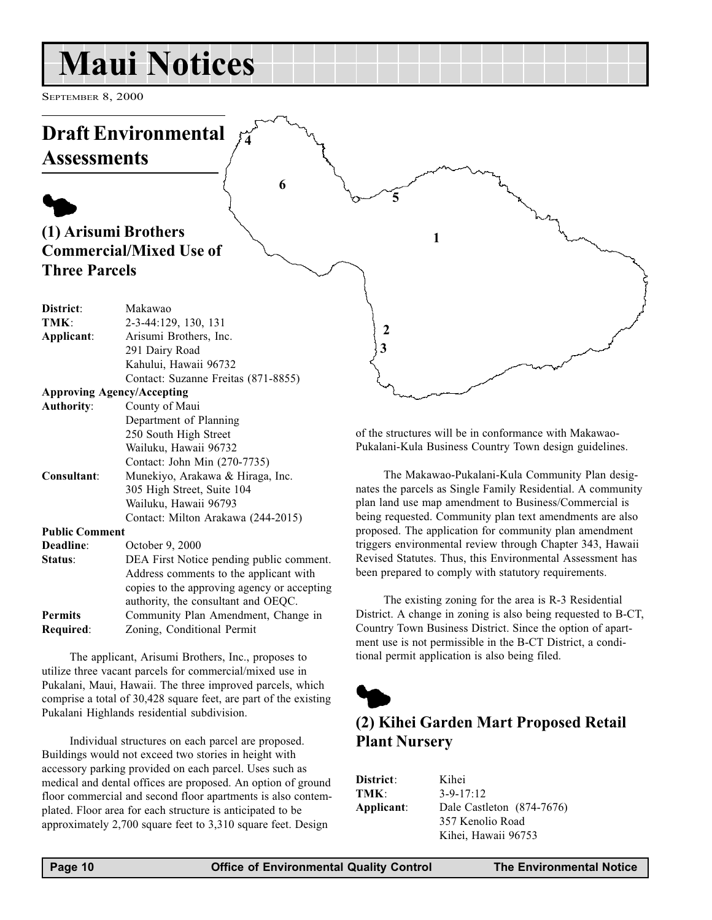# Maui Notices

September 8, 2000

## Draft Environmental Assessments

### (1) Arisumi Brothers Commercial/Mixed Use of Three Parcels

**District**: Makawao
**TMK**: 2-3-44:129, 130, 131
**Applicant**: Arisumi Brothers, Inc.
291 Dairy Road
Kahului, Hawaii 96732
Contact: Suzanne Freitas (871-8855)
**Approving Agency/Accepting Authority**: County of Maui
Department of Planning
250 South High Street
Wailuku, Hawaii 96732
Contact: John Min (270-7735)
**Consultant**: Munekiyo, Arakawa & Hiraga, Inc.
305 High Street, Suite 104
Wailuku, Hawaii 96793
Contact: Milton Arakawa (244-2015)
**Public Comment Deadline**: October 9, 2000
**Status**: DEA First Notice pending public comment. Address comments to the applicant with copies to the approving agency or accepting authority, the consultant and OEQC.
**Permits Required**: Community Plan Amendment, Change in Zoning, Conditional Permit

The applicant, Arisumi Brothers, Inc., proposes to utilize three vacant parcels for commercial/mixed use in Pukalani, Maui, Hawaii. The three improved parcels, which comprise a total of 30,428 square feet, are part of the existing Pukalani Highlands residential subdivision.

Individual structures on each parcel are proposed. Buildings would not exceed two stories in height with accessory parking provided on each parcel. Uses such as medical and dental offices are proposed. An option of ground floor commercial and second floor apartments is also contemplated. Floor area for each structure is anticipated to be approximately 2,700 square feet to 3,310 square feet. Design of the structures will be in conformance with Makawao-Pukalani-Kula Business Country Town design guidelines.

The Makawao-Pukalani-Kula Community Plan designates the parcels as Single Family Residential. A community plan land use map amendment to Business/Commercial is being requested. Community plan text amendments are also proposed. The application for community plan amendment triggers environmental review through Chapter 343, Hawaii Revised Statutes. Thus, this Environmental Assessment has been prepared to comply with statutory requirements.

The existing zoning for the area is R-3 Residential District. A change in zoning is also being requested to B-CT, Country Town Business District. Since the option of apartment use is not permissible in the B-CT District, a conditional permit application is also being filed.

### (2) Kihei Garden Mart Proposed Retail Plant Nursery

**District**: Kihei
**TMK**: 3-9-17:12
**Applicant**: Dale Castleton (874-7676)
357 Kenolio Road
Kihei, Hawaii 96753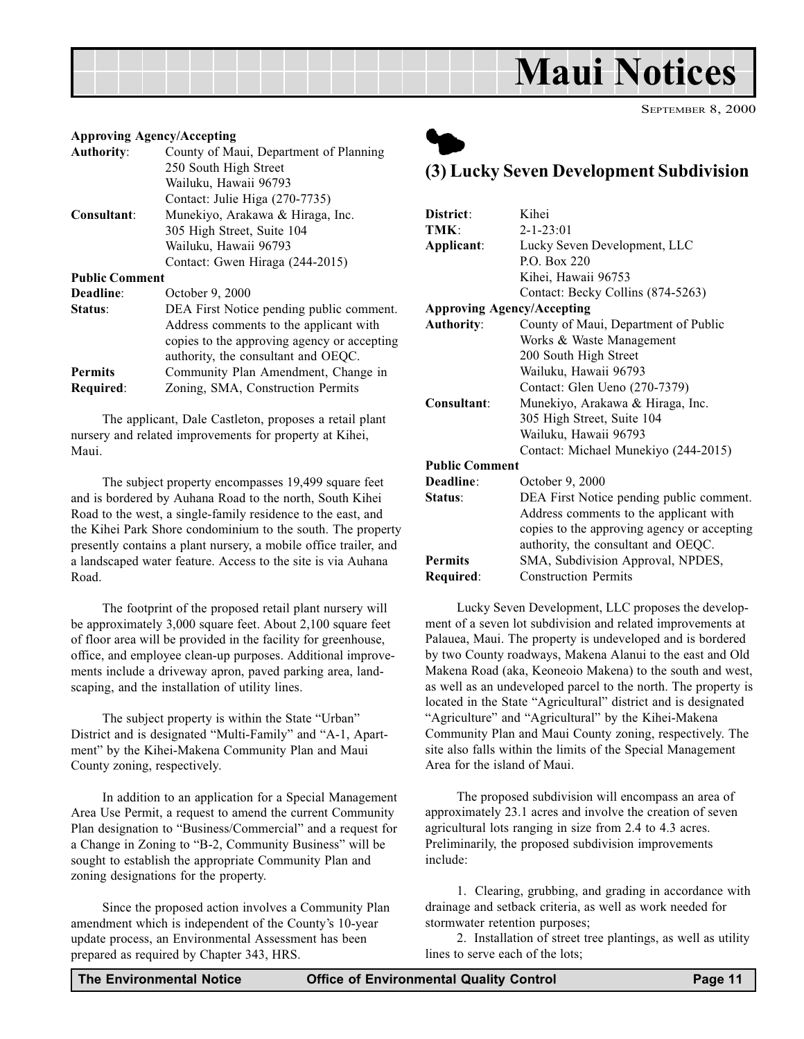**Approving Agency/Accepting**
**Authority**: County of Maui, Department of Planning
250 South High Street
Wailuku, Hawaii 96793
Contact: Julie Higa (270-7735)
**Consultant**: Munekiyo, Arakawa & Hiraga, Inc.
305 High Street, Suite 104
Wailuku, Hawaii 96793
Contact: Gwen Hiraga (244-2015)
**Public Comment**
**Deadline**: October 9, 2000
**Status**: DEA First Notice pending public comment. Address comments to the applicant with copies to the approving agency or accepting authority, the consultant and OEQC.
**Permits Required**: Community Plan Amendment, Change in Zoning, SMA, Construction Permits

The applicant, Dale Castleton, proposes a retail plant nursery and related improvements for property at Kihei, Maui.

The subject property encompasses 19,499 square feet and is bordered by Auhana Road to the north, South Kihei Road to the west, a single-family residence to the east, and the Kihei Park Shore condominium to the south. The property presently contains a plant nursery, a mobile office trailer, and a landscaped water feature. Access to the site is via Auhana Road.

The footprint of the proposed retail plant nursery will be approximately 3,000 square feet. About 2,100 square feet of floor area will be provided in the facility for greenhouse, office, and employee clean-up purposes. Additional improvements include a driveway apron, paved parking area, landscaping, and the installation of utility lines.

The subject property is within the State "Urban" District and is designated "Multi-Family" and "A-1, Apartment" by the Kihei-Makena Community Plan and Maui County zoning, respectively.

In addition to an application for a Special Management Area Use Permit, a request to amend the current Community Plan designation to "Business/Commercial" and a request for a Change in Zoning to "B-2, Community Business" will be sought to establish the appropriate Community Plan and zoning designations for the property.

Since the proposed action involves a Community Plan amendment which is independent of the County's 10-year update process, an Environmental Assessment has been prepared as required by Chapter 343, HRS.

## (3) Lucky Seven Development Subdivision

**District**: Kihei
**TMK**: 2-1-23:01
**Applicant**: Lucky Seven Development, LLC
P.O. Box 220
Kihei, Hawaii 96753
Contact: Becky Collins (874-5263)
**Approving Agency/Accepting**
**Authority**: County of Maui, Department of Public Works & Waste Management
200 South High Street
Wailuku, Hawaii 96793
Contact: Glen Ueno (270-7379)
**Consultant**: Munekiyo, Arakawa & Hiraga, Inc.
305 High Street, Suite 104
Wailuku, Hawaii 96793
Contact: Michael Munekiyo (244-2015)
**Public Comment**
**Deadline**: October 9, 2000
**Status**: DEA First Notice pending public comment. Address comments to the applicant with copies to the approving agency or accepting authority, the consultant and OEQC.
**Permits Required**: SMA, Subdivision Approval, NPDES, Construction Permits

Lucky Seven Development, LLC proposes the development of a seven lot subdivision and related improvements at Palauea, Maui. The property is undeveloped and is bordered by two County roadways, Makena Alanui to the east and Old Makena Road (aka, Keoneoio Makena) to the south and west, as well as an undeveloped parcel to the north. The property is located in the State "Agricultural" district and is designated "Agriculture" and "Agricultural" by the Kihei-Makena Community Plan and Maui County zoning, respectively. The site also falls within the limits of the Special Management Area for the island of Maui.

The proposed subdivision will encompass an area of approximately 23.1 acres and involve the creation of seven agricultural lots ranging in size from 2.4 to 4.3 acres. Preliminarily, the proposed subdivision improvements include:

1. Clearing, grubbing, and grading in accordance with drainage and setback criteria, as well as work needed for stormwater retention purposes;
2. Installation of street tree plantings, as well as utility lines to serve each of the lots;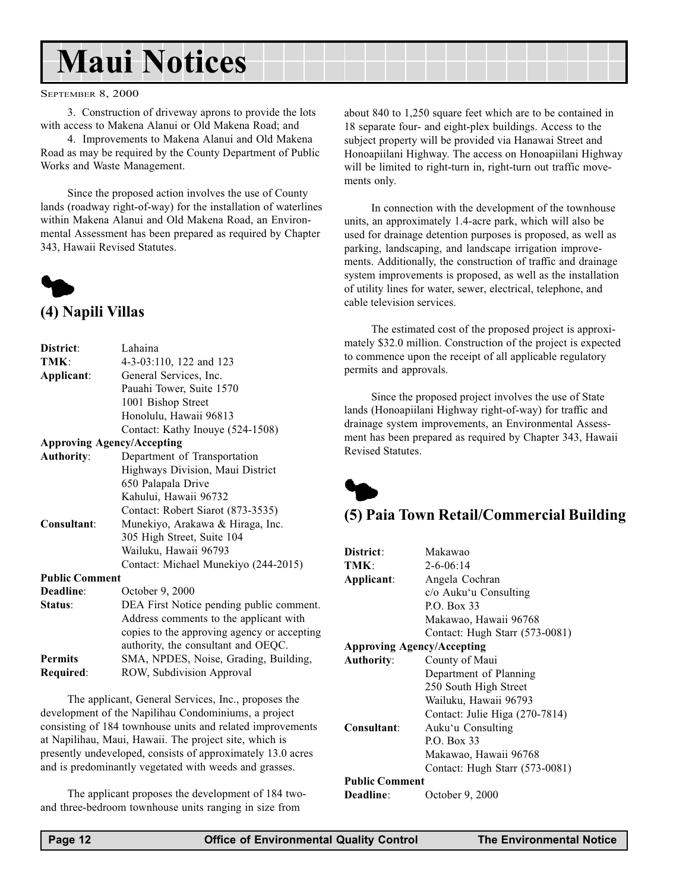3. Construction of driveway aprons to provide the lots with access to Makena Alanui or Old Makena Road; and

4. Improvements to Makena Alanui and Old Makena Road as may be required by the County Department of Public Works and Waste Management.

Since the proposed action involves the use of County lands (roadway right-of-way) for the installation of waterlines within Makena Alanui and Old Makena Road, an Environmental Assessment has been prepared as required by Chapter 343, Hawaii Revised Statutes.

## (4) Napili Villas

| | |
|---|---|
| **District**: | Lahaina |
| **TMK**: | 4-3-03:110, 122 and 123 |
| **Applicant**: | General Services, Inc.<br>Pauahi Tower, Suite 1570<br>1001 Bishop Street<br>Honolulu, Hawaii 96813<br>Contact: Kathy Inouye (524-1508) |
| **Approving Agency/Accepting Authority**: | Department of Transportation<br>Highways Division, Maui District<br>650 Palapala Drive<br>Kahului, Hawaii 96732<br>Contact: Robert Siarot (873-3535) |
| **Consultant**: | Munekiyo, Arakawa & Hiraga, Inc.<br>305 High Street, Suite 104<br>Wailuku, Hawaii 96793<br>Contact: Michael Munekiyo (244-2015) |
| **Public Comment Deadline**: | October 9, 2000 |
| **Status**: | DEA First Notice pending public comment. Address comments to the applicant with copies to the approving agency or accepting authority, the consultant and OEQC. |
| **Permits Required**: | SMA, NPDES, Noise, Grading, Building, ROW, Subdivision Approval |

The applicant, General Services, Inc., proposes the development of the Napilihau Condominiums, a project consisting of 184 townhouse units and related improvements at Napilihau, Maui, Hawaii. The project site, which is presently undeveloped, consists of approximately 13.0 acres and is predominantly vegetated with weeds and grasses.

The applicant proposes the development of 184 two- and three-bedroom townhouse units ranging in size from about 840 to 1,250 square feet which are to be contained in 18 separate four- and eight-plex buildings. Access to the subject property will be provided via Hanawai Street and Honoapiilani Highway. The access on Honoapiilani Highway will be limited to right-turn in, right-turn out traffic movements only.

In connection with the development of the townhouse units, an approximately 1.4-acre park, which will also be used for drainage detention purposes is proposed, as well as parking, landscaping, and landscape irrigation improvements. Additionally, the construction of traffic and drainage system improvements is proposed, as well as the installation of utility lines for water, sewer, electrical, telephone, and cable television services.

The estimated cost of the proposed project is approximately $32.0 million. Construction of the project is expected to commence upon the receipt of all applicable regulatory permits and approvals.

Since the proposed project involves the use of State lands (Honoapiilani Highway right-of-way) for traffic and drainage system improvements, an Environmental Assessment has been prepared as required by Chapter 343, Hawaii Revised Statutes.

## (5) Paia Town Retail/Commercial Building

| | |
|---|---|
| **District**: | Makawao |
| **TMK**: | 2-6-06:14 |
| **Applicant**: | Angela Cochran<br>c/o Auku'u Consulting<br>P.O. Box 33<br>Makawao, Hawaii 96768<br>Contact: Hugh Starr (573-0081) |
| **Approving Agency/Accepting Authority**: | County of Maui<br>Department of Planning<br>250 South High Street<br>Wailuku, Hawaii 96793<br>Contact: Julie Higa (270-7814) |
| **Consultant**: | Auku'u Consulting<br>P.O. Box 33<br>Makawao, Hawaii 96768<br>Contact: Hugh Starr (573-0081) |
| **Public Comment Deadline**: | October 9, 2000 |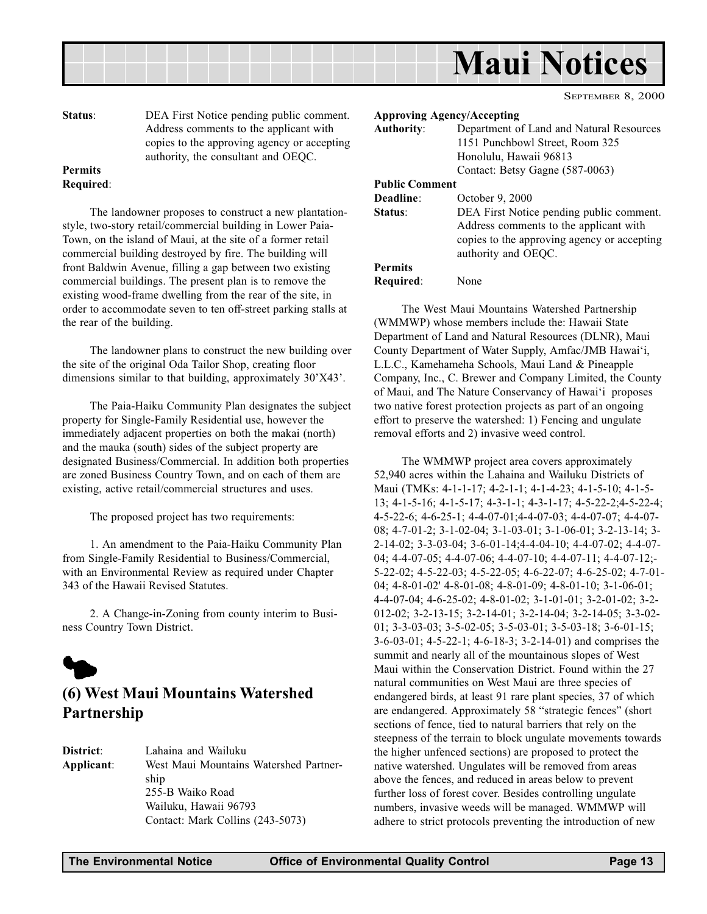**Status**: DEA First Notice pending public comment. Address comments to the applicant with copies to the approving agency or accepting authority, the consultant and OEQC.

**Permits Required**:

The landowner proposes to construct a new plantation-style, two-story retail/commercial building in Lower Paia-Town, on the island of Maui, at the site of a former retail commercial building destroyed by fire. The building will front Baldwin Avenue, filling a gap between two existing commercial buildings. The present plan is to remove the existing wood-frame dwelling from the rear of the site, in order to accommodate seven to ten off-street parking stalls at the rear of the building.

The landowner plans to construct the new building over the site of the original Oda Tailor Shop, creating floor dimensions similar to that building, approximately 30'X43'.

The Paia-Haiku Community Plan designates the subject property for Single-Family Residential use, however the immediately adjacent properties on both the makai (north) and the mauka (south) sides of the subject property are designated Business/Commercial. In addition both properties are zoned Business Country Town, and on each of them are existing, active retail/commercial structures and uses.

The proposed project has two requirements:

1. An amendment to the Paia-Haiku Community Plan from Single-Family Residential to Business/Commercial, with an Environmental Review as required under Chapter 343 of the Hawaii Revised Statutes.

2. A Change-in-Zoning from county interim to Business Country Town District.

## (6) West Maui Mountains Watershed Partnership

**District**: Lahaina and Wailuku

**Applicant**: West Maui Mountains Watershed Partnership
255-B Waiko Road
Wailuku, Hawaii 96793
Contact: Mark Collins (243-5073)

**Approving Agency/Accepting Authority**: Department of Land and Natural Resources
1151 Punchbowl Street, Room 325
Honolulu, Hawaii 96813
Contact: Betsy Gagne (587-0063)

**Public Comment Deadline**: October 9, 2000

**Status**: DEA First Notice pending public comment. Address comments to the applicant with copies to the approving agency or accepting authority and OEQC.

**Permits Required**: None

The West Maui Mountains Watershed Partnership (WMMWP) whose members include the: Hawaii State Department of Land and Natural Resources (DLNR), Maui County Department of Water Supply, Amfac/JMB Hawai'i, L.L.C., Kamehameha Schools, Maui Land & Pineapple Company, Inc., C. Brewer and Company Limited, the County of Maui, and The Nature Conservancy of Hawai'i proposes two native forest protection projects as part of an ongoing effort to preserve the watershed: 1) Fencing and ungulate removal efforts and 2) invasive weed control.

The WMMWP project area covers approximately 52,940 acres within the Lahaina and Wailuku Districts of Maui (TMKs: 4-1-1-17; 4-2-1-1; 4-1-4-23; 4-1-5-10; 4-1-5-13; 4-1-5-16; 4-1-5-17; 4-3-1-1; 4-3-1-17; 4-5-22-2;4-5-22-4; 4-5-22-6; 4-6-25-1; 4-4-07-01;4-4-07-03; 4-4-07-07; 4-4-07-08; 4-7-01-2; 3-1-02-04; 3-1-03-01; 3-1-06-01; 3-2-13-14; 3-2-14-02; 3-3-03-04; 3-6-01-14;4-4-04-10; 4-4-07-02; 4-4-07-04; 4-4-07-05; 4-4-07-06; 4-4-07-10; 4-4-07-11; 4-4-07-12;-5-22-02; 4-5-22-03; 4-5-22-05; 4-6-22-07; 4-6-25-02; 4-7-01-04; 4-8-01-02' 4-8-01-08; 4-8-01-09; 4-8-01-10; 3-1-06-01; 4-4-07-04; 4-6-25-02; 4-8-01-02; 3-1-01-01; 3-2-01-02; 3-2-012-02; 3-2-13-15; 3-2-14-01; 3-2-14-04; 3-2-14-05; 3-3-02-01; 3-3-03-03; 3-5-02-05; 3-5-03-01; 3-5-03-18; 3-6-01-15; 3-6-03-01; 4-5-22-1; 4-6-18-3; 3-2-14-01) and comprises the summit and nearly all of the mountainous slopes of West Maui within the Conservation District. Found within the 27 natural communities on West Maui are three species of endangered birds, at least 91 rare plant species, 37 of which are endangered. Approximately 58 "strategic fences" (short sections of fence, tied to natural barriers that rely on the steepness of the terrain to block ungulate movements towards the higher unfenced sections) are proposed to protect the native watershed. Ungulates will be removed from areas above the fences, and reduced in areas below to prevent further loss of forest cover. Besides controlling ungulate numbers, invasive weeds will be managed. WMMWP will adhere to strict protocols preventing the introduction of new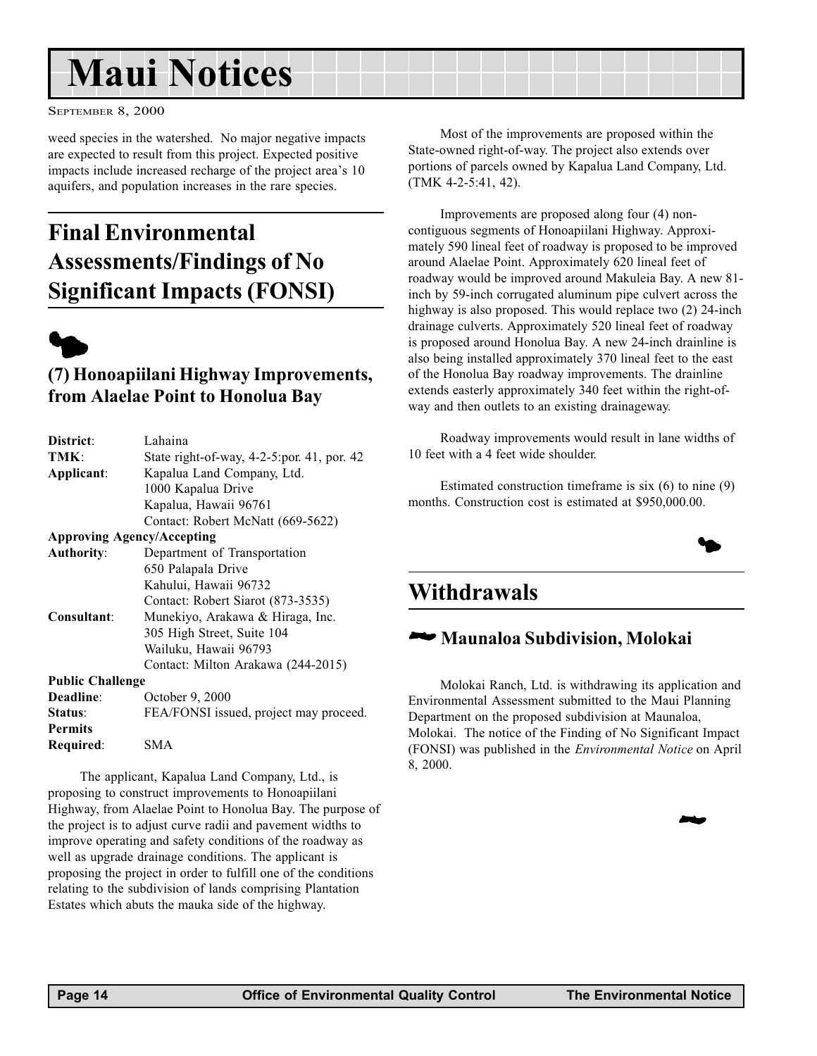# Maui Notices

weed species in the watershed. No major negative impacts are expected to result from this project. Expected positive impacts include increased recharge of the project area's 10 aquifers, and population increases in the rare species.

## Final Environmental Assessments/Findings of No Significant Impacts (FONSI)

### (7) Honoapiilani Highway Improvements, from Alaelae Point to Honolua Bay

**District**: Lahaina
**TMK**: State right-of-way, 4-2-5:por. 41, por. 42
**Applicant**: Kapalua Land Company, Ltd.
1000 Kapalua Drive
Kapalua, Hawaii 96761
Contact: Robert McNatt (669-5622)
**Approving Agency/Accepting Authority**: Department of Transportation
650 Palapala Drive
Kahului, Hawaii 96732
Contact: Robert Siarot (873-3535)
**Consultant**: Munekiyo, Arakawa & Hiraga, Inc.
305 High Street, Suite 104
Wailuku, Hawaii 96793
Contact: Milton Arakawa (244-2015)
**Public Challenge Deadline**: October 9, 2000
**Status**: FEA/FONSI issued, project may proceed.
**Permits Required**: SMA

The applicant, Kapalua Land Company, Ltd., is proposing to construct improvements to Honoapiilani Highway, from Alaelae Point to Honolua Bay. The purpose of the project is to adjust curve radii and pavement widths to improve operating and safety conditions of the roadway as well as upgrade drainage conditions. The applicant is proposing the project in order to fulfill one of the conditions relating to the subdivision of lands comprising Plantation Estates which abuts the mauka side of the highway.

Most of the improvements are proposed within the State-owned right-of-way. The project also extends over portions of parcels owned by Kapalua Land Company, Ltd. (TMK 4-2-5:41, 42).

Improvements are proposed along four (4) non-contiguous segments of Honoapiilani Highway. Approximately 590 lineal feet of roadway is proposed to be improved around Alaelae Point. Approximately 620 lineal feet of roadway would be improved around Makuleia Bay. A new 81-inch by 59-inch corrugated aluminum pipe culvert across the highway is also proposed. This would replace two (2) 24-inch drainage culverts. Approximately 520 lineal feet of roadway is proposed around Honolua Bay. A new 24-inch drainline is also being installed approximately 370 lineal feet to the east of the Honolua Bay roadway improvements. The drainline extends easterly approximately 340 feet within the right-of-way and then outlets to an existing drainageway.

Roadway improvements would result in lane widths of 10 feet with a 4 feet wide shoulder.

Estimated construction timeframe is six (6) to nine (9) months. Construction cost is estimated at $950,000.00.

## Withdrawals

### Maunaloa Subdivision, Molokai

Molokai Ranch, Ltd. is withdrawing its application and Environmental Assessment submitted to the Maui Planning Department on the proposed subdivision at Maunaloa, Molokai. The notice of the Finding of No Significant Impact (FONSI) was published in the *Environmental Notice* on April 8, 2000.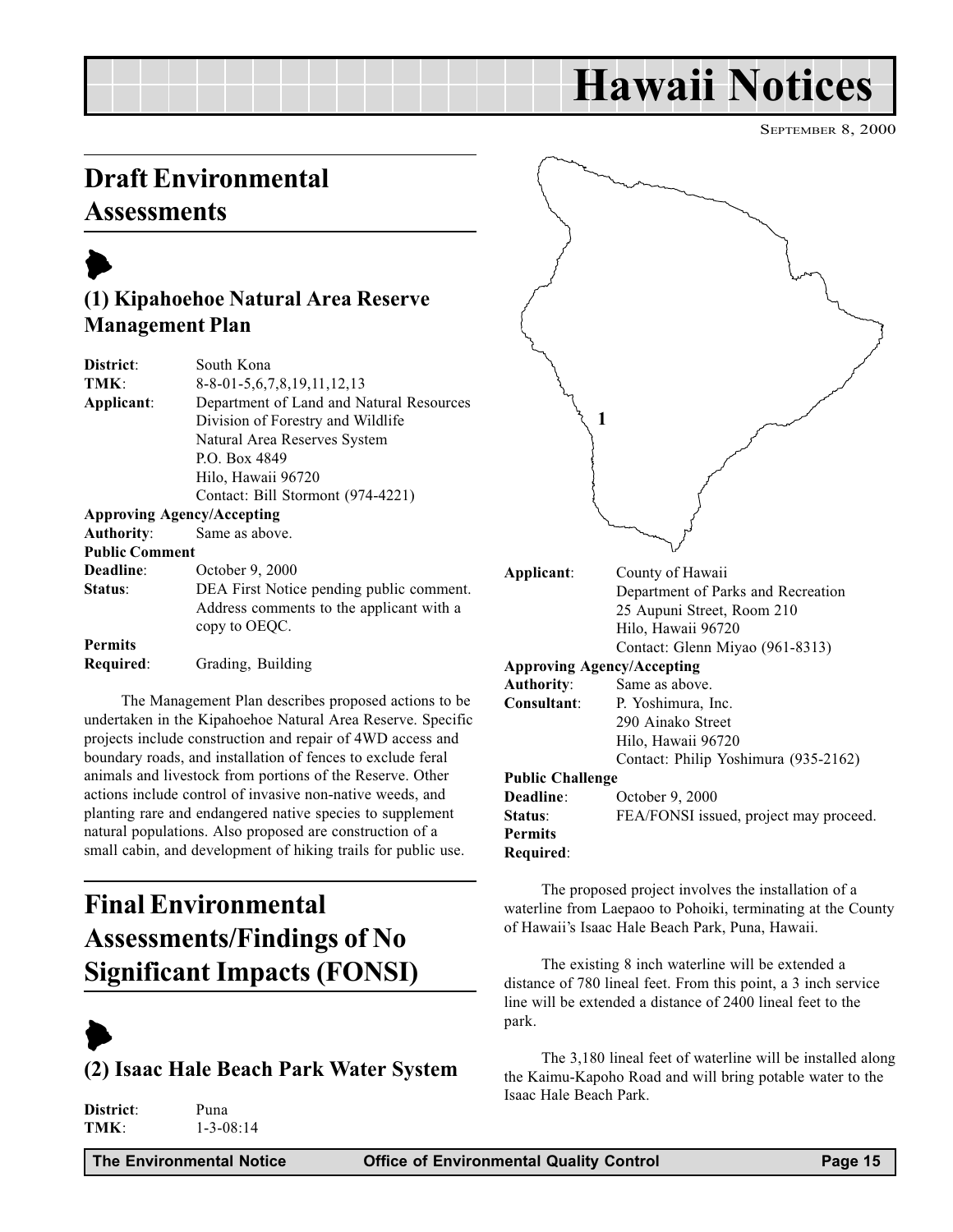# Hawaii Notices

September 8, 2000

## Draft Environmental Assessments

### (1) Kipahoehoe Natural Area Reserve Management Plan

**District**: South Kona
**TMK**: 8-8-01-5,6,7,8,19,11,12,13
**Applicant**: Department of Land and Natural Resources
Division of Forestry and Wildlife
Natural Area Reserves System
P.O. Box 4849
Hilo, Hawaii 96720
Contact: Bill Stormont (974-4221)
**Approving Agency/Accepting Authority**: Same as above.
**Public Comment Deadline**: October 9, 2000
**Status**: DEA First Notice pending public comment. Address comments to the applicant with a copy to OEQC.
**Permits Required**: Grading, Building

The Management Plan describes proposed actions to be undertaken in the Kipahoehoe Natural Area Reserve. Specific projects include construction and repair of 4WD access and boundary roads, and installation of fences to exclude feral animals and livestock from portions of the Reserve. Other actions include control of invasive non-native weeds, and planting rare and endangered native species to supplement natural populations. Also proposed are construction of a small cabin, and development of hiking trails for public use.

## Final Environmental Assessments/Findings of No Significant Impacts (FONSI)

### (2) Isaac Hale Beach Park Water System

**District**: Puna
**TMK**: 1-3-08:14
**Applicant**: County of Hawaii
Department of Parks and Recreation
25 Aupuni Street, Room 210
Hilo, Hawaii 96720
Contact: Glenn Miyao (961-8313)
**Approving Agency/Accepting Authority**: Same as above.
**Consultant**: P. Yoshimura, Inc.
290 Ainako Street
Hilo, Hawaii 96720
Contact: Philip Yoshimura (935-2162)
**Public Challenge Deadline**: October 9, 2000
**Status**: FEA/FONSI issued, project may proceed.
**Permits Required**:

The proposed project involves the installation of a waterline from Laepaoo to Pohoiki, terminating at the County of Hawaii's Isaac Hale Beach Park, Puna, Hawaii.

The existing 8 inch waterline will be extended a distance of 780 lineal feet. From this point, a 3 inch service line will be extended a distance of 2400 lineal feet to the park.

The 3,180 lineal feet of waterline will be installed along the Kaimu-Kapoho Road and will bring potable water to the Isaac Hale Beach Park.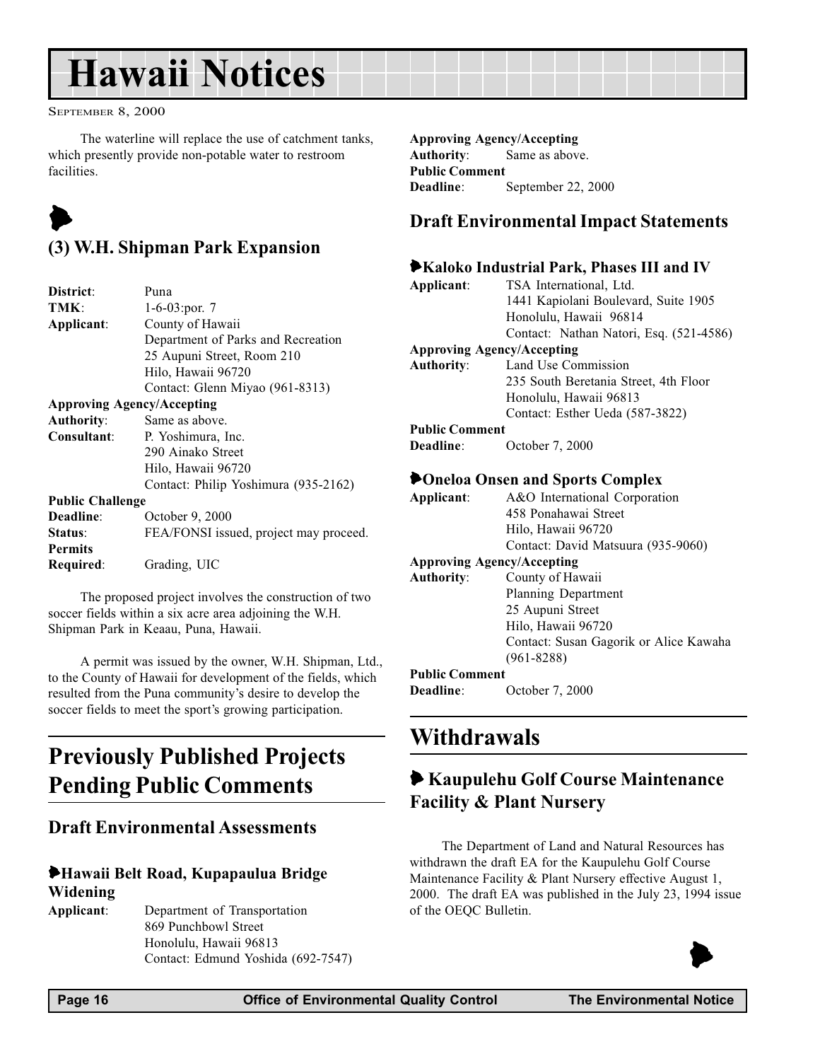The waterline will replace the use of catchment tanks, which presently provide non-potable water to restroom facilities.

### (3) W.H. Shipman Park Expansion

**District**: Puna
**TMK**: 1-6-03:por. 7
**Applicant**: County of Hawaii
Department of Parks and Recreation
25 Aupuni Street, Room 210
Hilo, Hawaii 96720
Contact: Glenn Miyao (961-8313)
**Approving Agency/Accepting Authority**: Same as above.
**Consultant**: P. Yoshimura, Inc.
290 Ainako Street
Hilo, Hawaii 96720
Contact: Philip Yoshimura (935-2162)
**Public Challenge Deadline**: October 9, 2000
**Status**: FEA/FONSI issued, project may proceed.
**Permits Required**: Grading, UIC

The proposed project involves the construction of two soccer fields within a six acre area adjoining the W.H. Shipman Park in Keaau, Puna, Hawaii.

A permit was issued by the owner, W.H. Shipman, Ltd., to the County of Hawaii for development of the fields, which resulted from the Puna community's desire to develop the soccer fields to meet the sport's growing participation.

# Previously Published Projects Pending Public Comments

## Draft Environmental Assessments

### Hawaii Belt Road, Kupapaulua Bridge Widening

**Applicant**: Department of Transportation
869 Punchbowl Street
Honolulu, Hawaii 96813
Contact: Edmund Yoshida (692-7547)
**Approving Agency/Accepting Authority**: Same as above.
**Public Comment Deadline**: September 22, 2000

## Draft Environmental Impact Statements

### Kaloko Industrial Park, Phases III and IV

**Applicant**: TSA International, Ltd.
1441 Kapiolani Boulevard, Suite 1905
Honolulu, Hawaii 96814
Contact: Nathan Natori, Esq. (521-4586)
**Approving Agency/Accepting Authority**: Land Use Commission
235 South Beretania Street, 4th Floor
Honolulu, Hawaii 96813
Contact: Esther Ueda (587-3822)
**Public Comment Deadline**: October 7, 2000

### Oneloa Onsen and Sports Complex

**Applicant**: A&O International Corporation
458 Ponahawai Street
Hilo, Hawaii 96720
Contact: David Matsuura (935-9060)
**Approving Agency/Accepting Authority**: County of Hawaii
Planning Department
25 Aupuni Street
Hilo, Hawaii 96720
Contact: Susan Gagorik or Alice Kawaha (961-8288)
**Public Comment Deadline**: October 7, 2000

# Withdrawals

### Kaupulehu Golf Course Maintenance Facility & Plant Nursery

The Department of Land and Natural Resources has withdrawn the draft EA for the Kaupulehu Golf Course Maintenance Facility & Plant Nursery effective August 1, 2000. The draft EA was published in the July 23, 1994 issue of the OEQC Bulletin.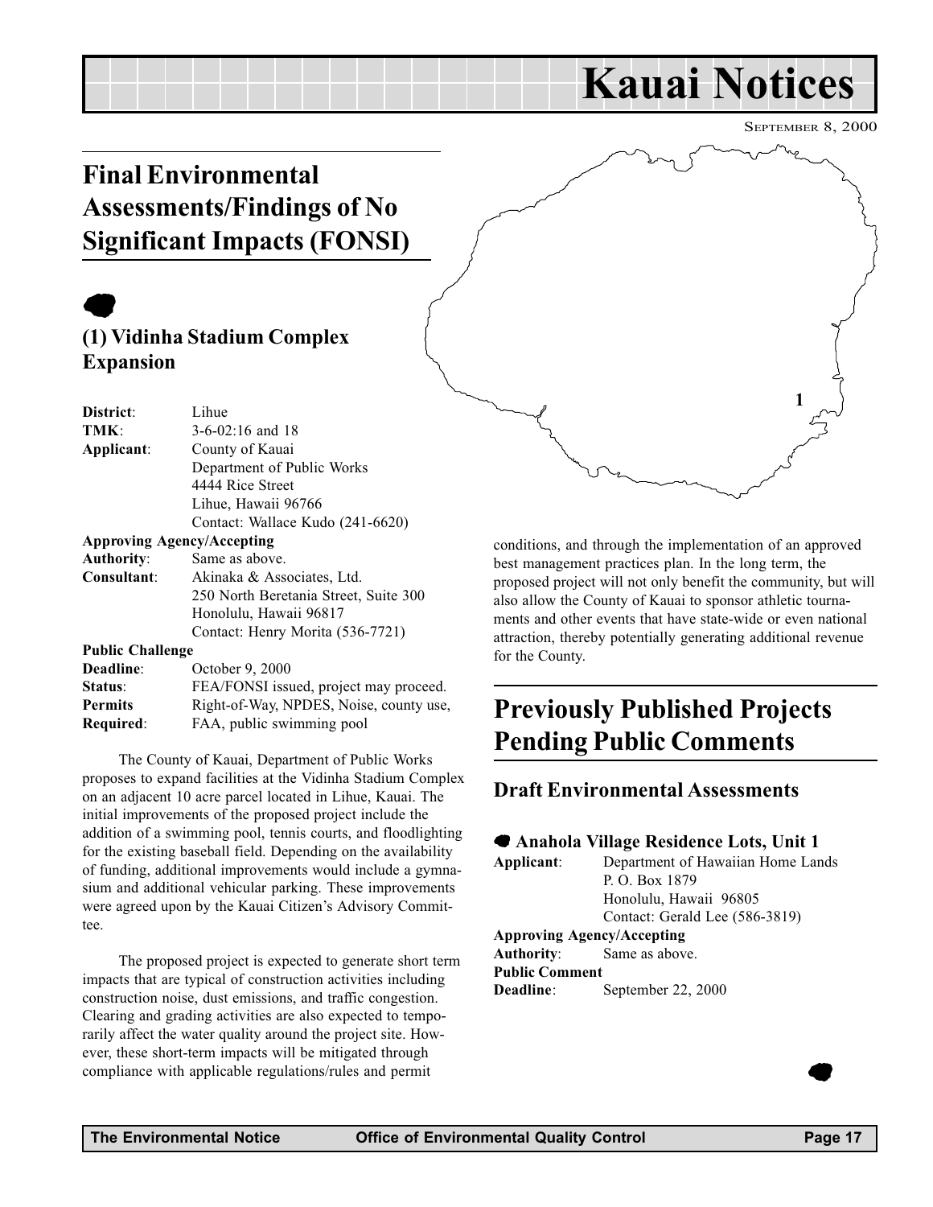# Kauai Notices

SEPTEMBER 8, 2000

## Final Environmental Assessments/Findings of No Significant Impacts (FONSI)

### (1) Vidinha Stadium Complex Expansion

**District**: Lihue
**TMK**: 3-6-02:16 and 18
**Applicant**: County of Kauai
Department of Public Works
4444 Rice Street
Lihue, Hawaii 96766
Contact: Wallace Kudo (241-6620)
**Approving Agency/Accepting Authority**: Same as above.
**Consultant**: Akinaka & Associates, Ltd.
250 North Beretania Street, Suite 300
Honolulu, Hawaii 96817
Contact: Henry Morita (536-7721)
**Public Challenge Deadline**: October 9, 2000
**Status**: FEA/FONSI issued, project may proceed.
**Permits Required**: Right-of-Way, NPDES, Noise, county use, FAA, public swimming pool

The County of Kauai, Department of Public Works proposes to expand facilities at the Vidinha Stadium Complex on an adjacent 10 acre parcel located in Lihue, Kauai. The initial improvements of the proposed project include the addition of a swimming pool, tennis courts, and floodlighting for the existing baseball field. Depending on the availability of funding, additional improvements would include a gymnasium and additional vehicular parking. These improvements were agreed upon by the Kauai Citizen's Advisory Committee.

The proposed project is expected to generate short term impacts that are typical of construction activities including construction noise, dust emissions, and traffic congestion. Clearing and grading activities are also expected to temporarily affect the water quality around the project site. However, these short-term impacts will be mitigated through compliance with applicable regulations/rules and permit conditions, and through the implementation of an approved best management practices plan. In the long term, the proposed project will not only benefit the community, but will also allow the County of Kauai to sponsor athletic tournaments and other events that have state-wide or even national attraction, thereby potentially generating additional revenue for the County.

## Previously Published Projects Pending Public Comments

### Draft Environmental Assessments

#### Anahola Village Residence Lots, Unit 1

**Applicant**: Department of Hawaiian Home Lands
P. O. Box 1879
Honolulu, Hawaii 96805
Contact: Gerald Lee (586-3819)
**Approving Agency/Accepting Authority**: Same as above.
**Public Comment Deadline**: September 22, 2000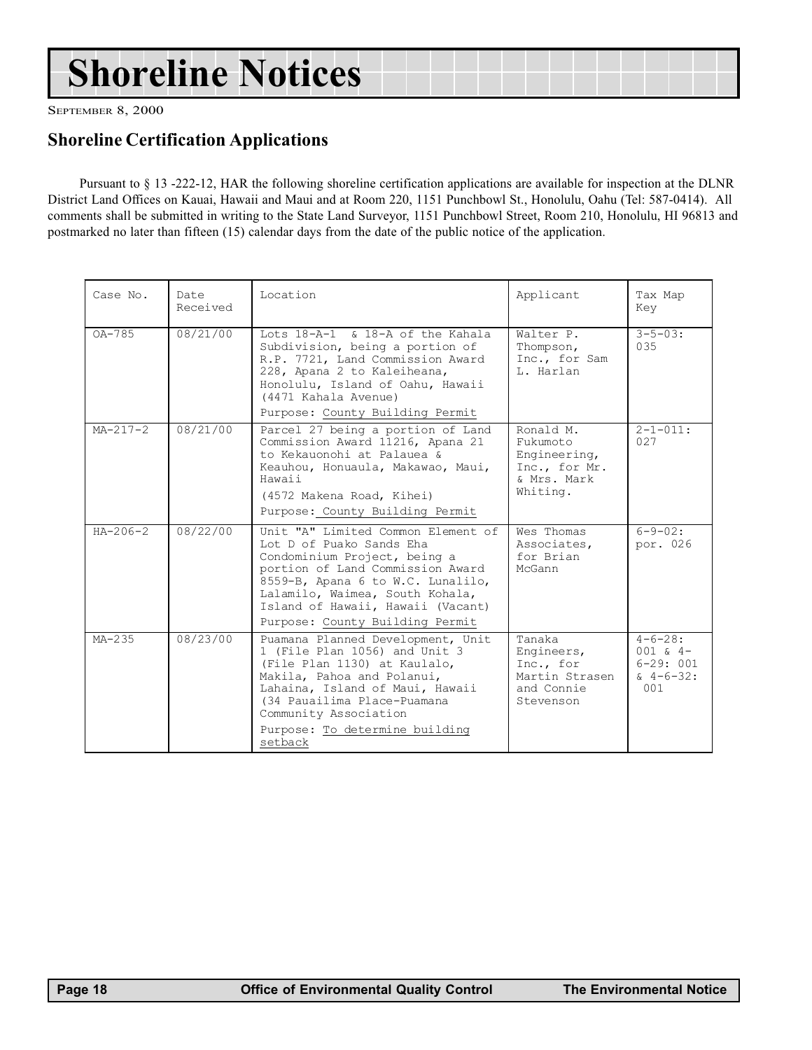# Shoreline Notices

SEPTEMBER 8, 2000

## Shoreline Certification Applications

Pursuant to § 13 -222-12, HAR the following shoreline certification applications are available for inspection at the DLNR District Land Offices on Kauai, Hawaii and Maui and at Room 220, 1151 Punchbowl St., Honolulu, Oahu (Tel: 587-0414). All comments shall be submitted in writing to the State Land Surveyor, 1151 Punchbowl Street, Room 210, Honolulu, HI 96813 and postmarked no later than fifteen (15) calendar days from the date of the public notice of the application.

| Case No. | Date Received | Location | Applicant | Tax Map Key |
|---|---|---|---|---|
| OA-785 | 08/21/00 | Lots 18-A-1 & 18-A of the Kahala Subdivision, being a portion of R.P. 7721, Land Commission Award 228, Apana 2 to Kaleiheana, Honolulu, Island of Oahu, Hawaii (4471 Kahala Avenue)<br>Purpose: County Building Permit | Walter P. Thompson, Inc., for Sam L. Harlan | 3-5-03: 035 |
| MA-217-2 | 08/21/00 | Parcel 27 being a portion of Land Commission Award 11216, Apana 21 to Kekauonohi at Palauea & Keauhou, Honuaula, Makawao, Maui, Hawaii<br>(4572 Makena Road, Kihei)<br>Purpose: County Building Permit | Ronald M. Fukumoto Engineering, Inc., for Mr. & Mrs. Mark Whiting. | 2-1-011: 027 |
| HA-206-2 | 08/22/00 | Unit "A" Limited Common Element of Lot D of Puako Sands Eha Condominium Project, being a portion of Land Commission Award 8559-B, Apana 6 to W.C. Lunalilo, Lalamilo, Waimea, South Kohala, Island of Hawaii, Hawaii (Vacant)<br>Purpose: County Building Permit | Wes Thomas Associates, for Brian McGann | 6-9-02: por. 026 |
| MA-235 | 08/23/00 | Puamana Planned Development, Unit 1 (File Plan 1056) and Unit 3 (File Plan 1130) at Kaulalo, Makila, Pahoa and Polanui, Lahaina, Island of Maui, Hawaii (34 Pauailima Place-Puamana Community Association<br>Purpose: To determine building setback | Tanaka Engineers, Inc., for Martin Strasen and Connie Stevenson | 4-6-28: 001 & 4-6-29: 001 & 4-6-32: 001 |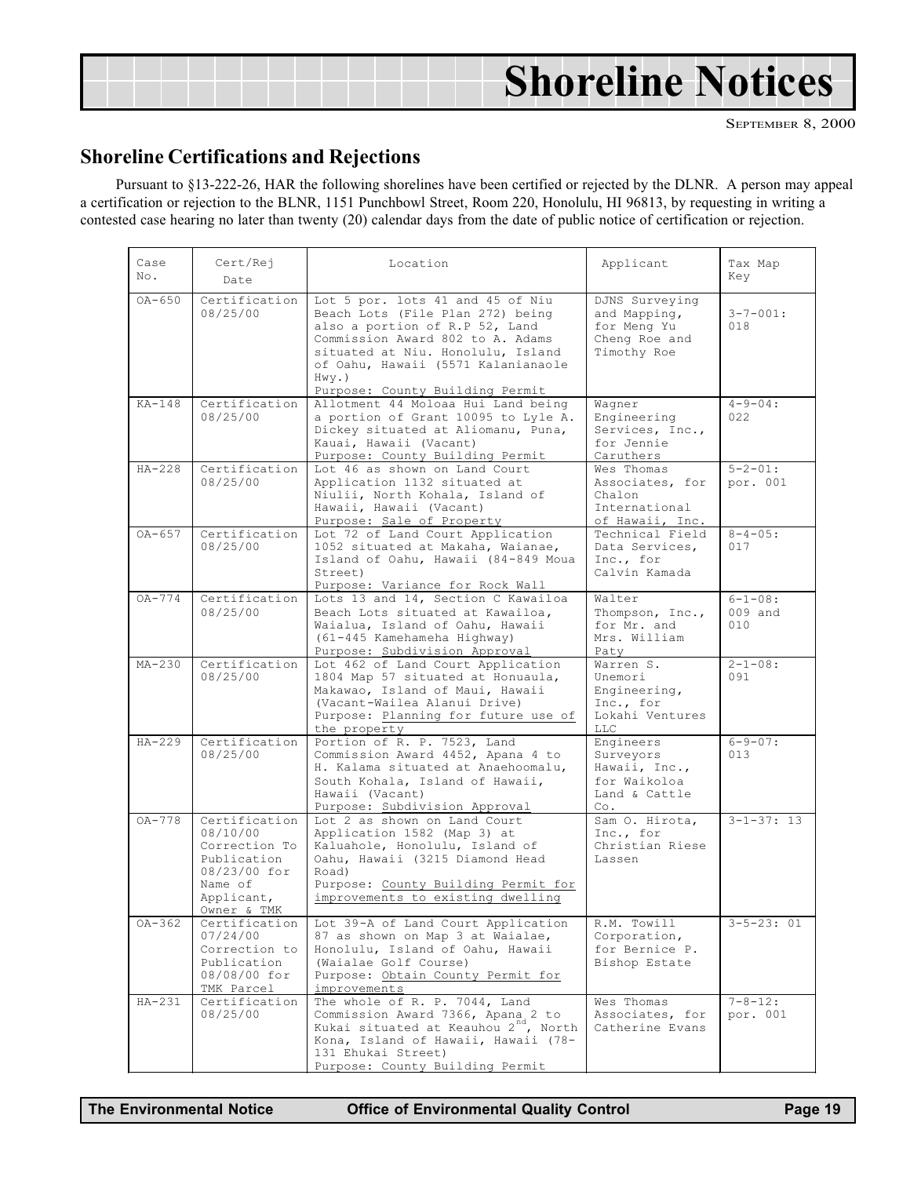# Shoreline Notices

SEPTEMBER 8, 2000

## Shoreline Certifications and Rejections

Pursuant to §13-222-26, HAR the following shorelines have been certified or rejected by the DLNR. A person may appeal a certification or rejection to the BLNR, 1151 Punchbowl Street, Room 220, Honolulu, HI 96813, by requesting in writing a contested case hearing no later than twenty (20) calendar days from the date of public notice of certification or rejection.

| Case No. | Cert/Rej Date | Location | Applicant | Tax Map Key |
|---|---|---|---|---|
| OA-650 | Certification 08/25/00 | Lot 5 por. lots 41 and 45 of Niu Beach Lots (File Plan 272) being also a portion of R.P 52, Land Commission Award 802 to A. Adams situated at Niu. Honolulu, Island of Oahu, Hawaii (5571 Kalanianaole Hwy.) Purpose: County Building Permit | DJNS Surveying and Mapping, for Meng Yu Cheng Roe and Timothy Roe | 3-7-001: 018 |
| KA-148 | Certification 08/25/00 | Allotment 44 Moloaa Hui Land being a portion of Grant 10095 to Lyle A. Dickey situated at Aliomanu, Puna, Kauai, Hawaii (Vacant) Purpose: County Building Permit | Wagner Engineering Services, Inc., for Jennie Caruthers | 4-9-04: 022 |
| HA-228 | Certification 08/25/00 | Lot 46 as shown on Land Court Application 1132 situated at Niulii, North Kohala, Island of Hawaii, Hawaii (Vacant) Purpose: Sale of Property | Wes Thomas Associates, for Chalon International of Hawaii, Inc. | 5-2-01: por. 001 |
| OA-657 | Certification 08/25/00 | Lot 72 of Land Court Application 1052 situated at Makaha, Waianae, Island of Oahu, Hawaii (84-849 Moua Street) Purpose: Variance for Rock Wall | Technical Field Data Services, Inc., for Calvin Kamada | 8-4-05: 017 |
| OA-774 | Certification 08/25/00 | Lots 13 and 14, Section C Kawailoa Beach Lots situated at Kawailoa, Waialua, Island of Oahu, Hawaii (61-445 Kamehameha Highway) Purpose: Subdivision Approval | Walter Thompson, Inc., for Mr. and Mrs. William Paty | 6-1-08: 009 and 010 |
| MA-230 | Certification 08/25/00 | Lot 462 of Land Court Application 1804 Map 57 situated at Honuaula, Makawao, Island of Maui, Hawaii (Vacant-Wailea Alanui Drive) Purpose: Planning for future use of the property | Warren S. Unemori Engineering, Inc., for Lokahi Ventures LLC | 2-1-08: 091 |
| HA-229 | Certification 08/25/00 | Portion of R. P. 7523, Land Commission Award 4452, Apana 4 to H. Kalama situated at Anaehoomalu, South Kohala, Island of Hawaii, Hawaii (Vacant) Purpose: Subdivision Approval | Engineers Surveyors Hawaii, Inc., for Waikoloa Land & Cattle Co. | 6-9-07: 013 |
| OA-778 | Certification 08/10/00 Correction To Publication 08/23/00 for Name of Applicant, Owner & TMK | Lot 2 as shown on Land Court Application 1582 (Map 3) at Kaluahole, Honolulu, Island of Oahu, Hawaii (3215 Diamond Head Road) Purpose: County Building Permit for improvements to existing dwelling | Sam O. Hirota, Inc., for Christian Riese Lassen | 3-1-37: 13 |
| OA-362 | Certification 07/24/00 Correction to Publication 08/08/00 for TMK Parcel | Lot 39-A of Land Court Application 87 as shown on Map 3 at Waialae, Honolulu, Island of Oahu, Hawaii (Waialae Golf Course) Purpose: Obtain County Permit for improvements | R.M. Towill Corporation, for Bernice P. Bishop Estate | 3-5-23: 01 |
| HA-231 | Certification 08/25/00 | The whole of R. P. 7044, Land Commission Award 7366, Apana 2 to Kukai situated at Keauhou 2nd, North Kona, Island of Hawaii, Hawaii (78-131 Ehukai Street) Purpose: County Building Permit | Wes Thomas Associates, for Catherine Evans | 7-8-12: por. 001 |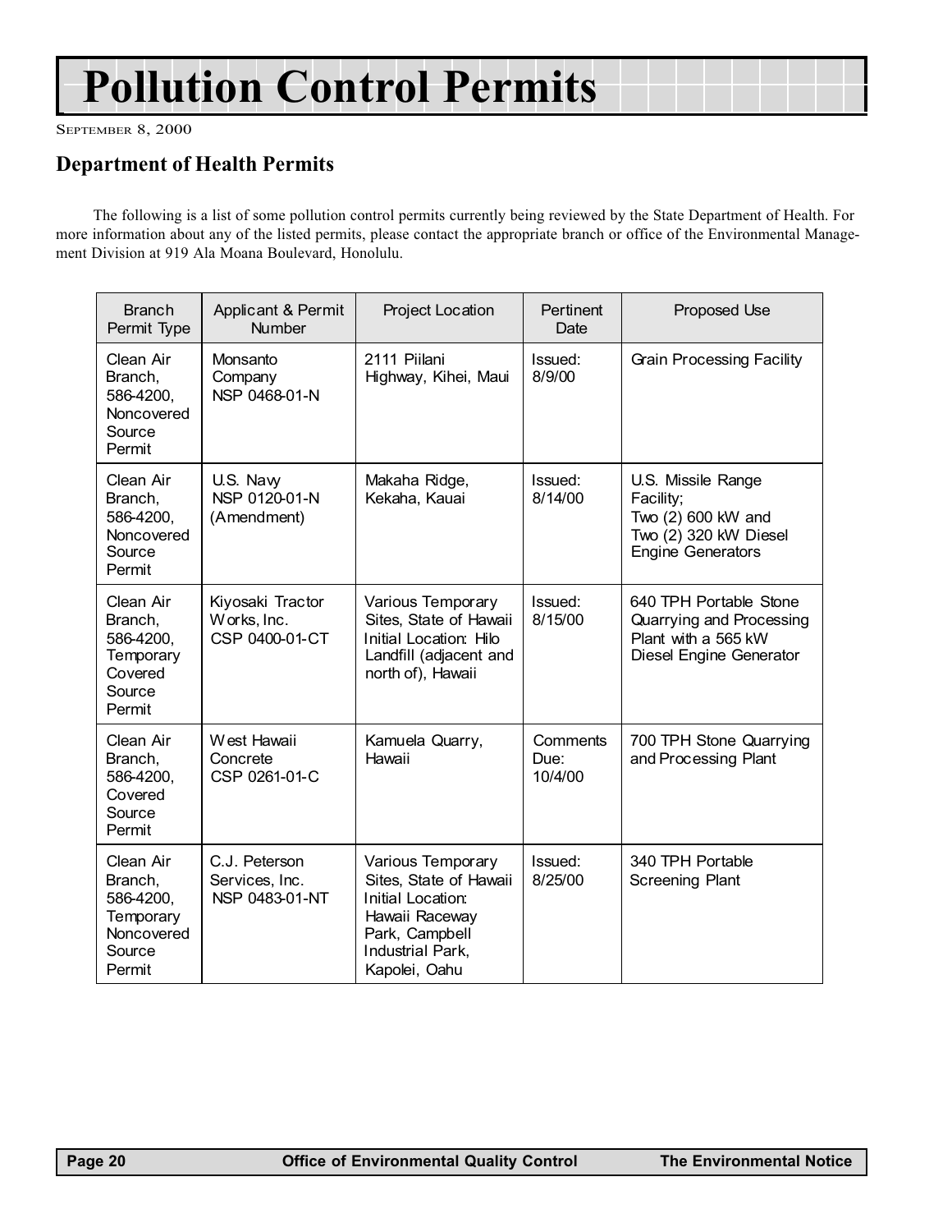# Pollution Control Permits

September 8, 2000

## Department of Health Permits

The following is a list of some pollution control permits currently being reviewed by the State Department of Health. For more information about any of the listed permits, please contact the appropriate branch or office of the Environmental Management Division at 919 Ala Moana Boulevard, Honolulu.

| Branch Permit Type | Applicant & Permit Number | Project Location | Pertinent Date | Proposed Use |
|---|---|---|---|---|
| Clean Air Branch, 586-4200, Noncovered Source Permit | Monsanto Company NSP 0468-01-N | 2111 Piilani Highway, Kihei, Maui | Issued: 8/9/00 | Grain Processing Facility |
| Clean Air Branch, 586-4200, Noncovered Source Permit | U.S. Navy NSP 0120-01-N (Amendment) | Makaha Ridge, Kekaha, Kauai | Issued: 8/14/00 | U.S. Missile Range Facility; Two (2) 600 kW and Two (2) 320 kW Diesel Engine Generators |
| Clean Air Branch, 586-4200, Temporary Covered Source Permit | Kiyosaki Tractor Works, Inc. CSP 0400-01-CT | Various Temporary Sites, State of Hawaii Initial Location: Hilo Landfill (adjacent and north of), Hawaii | Issued: 8/15/00 | 640 TPH Portable Stone Quarrying and Processing Plant with a 565 kW Diesel Engine Generator |
| Clean Air Branch, 586-4200, Covered Source Permit | West Hawaii Concrete CSP 0261-01-C | Kamuela Quarry, Hawaii | Comments Due: 10/4/00 | 700 TPH Stone Quarrying and Processing Plant |
| Clean Air Branch, 586-4200, Temporary Noncovered Source Permit | C.J. Peterson Services, Inc. NSP 0483-01-NT | Various Temporary Sites, State of Hawaii Initial Location: Hawaii Raceway Park, Campbell Industrial Park, Kapolei, Oahu | Issued: 8/25/00 | 340 TPH Portable Screening Plant |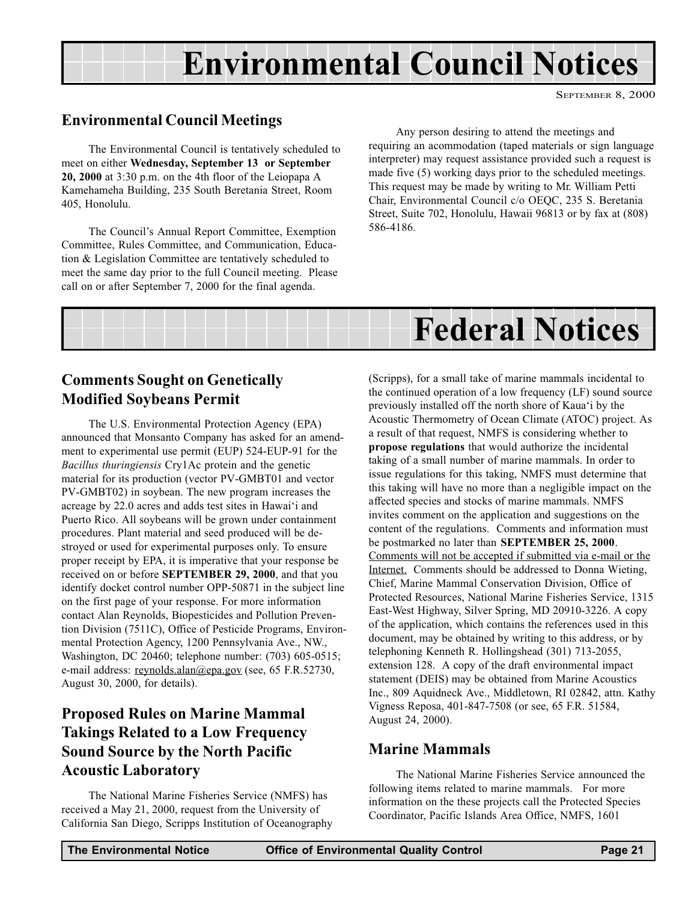# Environmental Council Notices

SEPTEMBER 8, 2000

## Environmental Council Meetings

The Environmental Council is tentatively scheduled to meet on either **Wednesday, September 13 or September 20, 2000** at 3:30 p.m. on the 4th floor of the Leiopapa A Kamehameha Building, 235 South Beretania Street, Room 405, Honolulu.

The Council's Annual Report Committee, Exemption Committee, Rules Committee, and Communication, Education & Legislation Committee are tentatively scheduled to meet the same day prior to the full Council meeting. Please call on or after September 7, 2000 for the final agenda.

Any person desiring to attend the meetings and requiring an acommodation (taped materials or sign language interpreter) may request assistance provided such a request is made five (5) working days prior to the scheduled meetings. This request may be made by writing to Mr. William Petti Chair, Environmental Council c/o OEQC, 235 S. Beretania Street, Suite 702, Honolulu, Hawaii 96813 or by fax at (808) 586-4186.

# Federal Notices

## Comments Sought on Genetically Modified Soybeans Permit

The U.S. Environmental Protection Agency (EPA) announced that Monsanto Company has asked for an amendment to experimental use permit (EUP) 524-EUP-91 for the *Bacillus thuringiensis* Cry1Ac protein and the genetic material for its production (vector PV-GMBT01 and vector PV-GMBT02) in soybean. The new program increases the acreage by 22.0 acres and adds test sites in Hawai'i and Puerto Rico. All soybeans will be grown under containment procedures. Plant material and seed produced will be destroyed or used for experimental purposes only. To ensure proper receipt by EPA, it is imperative that your response be received on or before **SEPTEMBER 29, 2000**, and that you identify docket control number OPP-50871 in the subject line on the first page of your response. For more information contact Alan Reynolds, Biopesticides and Pollution Prevention Division (7511C), Office of Pesticide Programs, Environmental Protection Agency, 1200 Pennsylvania Ave., NW., Washington, DC 20460; telephone number: (703) 605-0515; e-mail address: reynolds.alan@epa.gov (see, 65 F.R.52730, August 30, 2000, for details).

## Proposed Rules on Marine Mammal Takings Related to a Low Frequency Sound Source by the North Pacific Acoustic Laboratory

The National Marine Fisheries Service (NMFS) has received a May 21, 2000, request from the University of California San Diego, Scripps Institution of Oceanography (Scripps), for a small take of marine mammals incidental to the continued operation of a low frequency (LF) sound source previously installed off the north shore of Kaua'i by the Acoustic Thermometry of Ocean Climate (ATOC) project. As a result of that request, NMFS is considering whether to **propose regulations** that would authorize the incidental taking of a small number of marine mammals. In order to issue regulations for this taking, NMFS must determine that this taking will have no more than a negligible impact on the affected species and stocks of marine mammals. NMFS invites comment on the application and suggestions on the content of the regulations. Comments and information must be postmarked no later than **SEPTEMBER 25, 2000**. Comments will not be accepted if submitted via e-mail or the Internet. Comments should be addressed to Donna Wieting, Chief, Marine Mammal Conservation Division, Office of Protected Resources, National Marine Fisheries Service, 1315 East-West Highway, Silver Spring, MD 20910-3226. A copy of the application, which contains the references used in this document, may be obtained by writing to this address, or by telephoning Kenneth R. Hollingshead (301) 713-2055, extension 128. A copy of the draft environmental impact statement (DEIS) may be obtained from Marine Acoustics Inc., 809 Aquidneck Ave., Middletown, RI 02842, attn. Kathy Vigness Reposa, 401-847-7508 (or see, 65 F.R. 51584, August 24, 2000).

## Marine Mammals

The National Marine Fisheries Service announced the following items related to marine mammals. For more information on the these projects call the Protected Species Coordinator, Pacific Islands Area Office, NMFS, 1601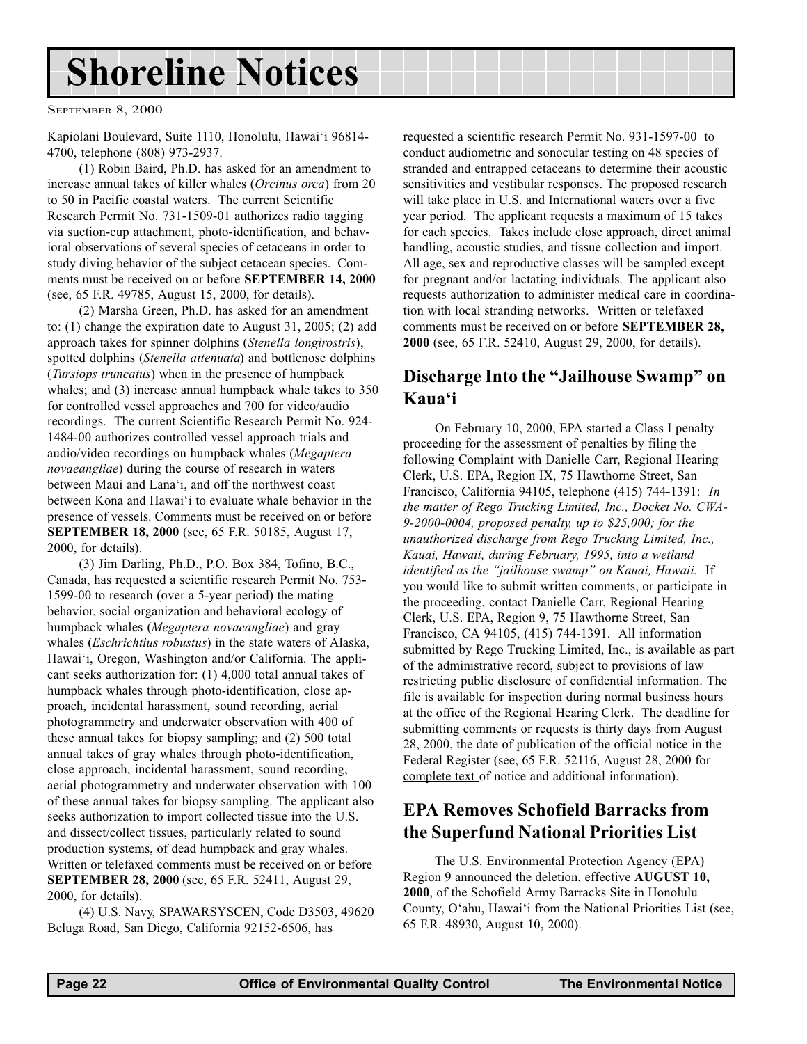# Shoreline Notices

September 8, 2000

Kapiolani Boulevard, Suite 1110, Honolulu, Hawai'i 96814-4700, telephone (808) 973-2937.

(1) Robin Baird, Ph.D. has asked for an amendment to increase annual takes of killer whales (*Orcinus orca*) from 20 to 50 in Pacific coastal waters. The current Scientific Research Permit No. 731-1509-01 authorizes radio tagging via suction-cup attachment, photo-identification, and behavioral observations of several species of cetaceans in order to study diving behavior of the subject cetacean species. Comments must be received on or before **SEPTEMBER 14, 2000** (see, 65 F.R. 49785, August 15, 2000, for details).

(2) Marsha Green, Ph.D. has asked for an amendment to: (1) change the expiration date to August 31, 2005; (2) add approach takes for spinner dolphins (*Stenella longirostris*), spotted dolphins (*Stenella attenuata*) and bottlenose dolphins (*Tursiops truncatus*) when in the presence of humpback whales; and (3) increase annual humpback whale takes to 350 for controlled vessel approaches and 700 for video/audio recordings. The current Scientific Research Permit No. 924-1484-00 authorizes controlled vessel approach trials and audio/video recordings on humpback whales (*Megaptera novaeangliae*) during the course of research in waters between Maui and Lana'i, and off the northwest coast between Kona and Hawai'i to evaluate whale behavior in the presence of vessels. Comments must be received on or before **SEPTEMBER 18, 2000** (see, 65 F.R. 50185, August 17, 2000, for details).

(3) Jim Darling, Ph.D., P.O. Box 384, Tofino, B.C., Canada, has requested a scientific research Permit No. 753-1599-00 to research (over a 5-year period) the mating behavior, social organization and behavioral ecology of humpback whales (*Megaptera novaeangliae*) and gray whales (*Eschrichtius robustus*) in the state waters of Alaska, Hawai'i, Oregon, Washington and/or California. The applicant seeks authorization for: (1) 4,000 total annual takes of humpback whales through photo-identification, close approach, incidental harassment, sound recording, aerial photogrammetry and underwater observation with 400 of these annual takes for biopsy sampling; and (2) 500 total annual takes of gray whales through photo-identification, close approach, incidental harassment, sound recording, aerial photogrammetry and underwater observation with 100 of these annual takes for biopsy sampling. The applicant also seeks authorization to import collected tissue into the U.S. and dissect/collect tissues, particularly related to sound production systems, of dead humpback and gray whales. Written or telefaxed comments must be received on or before **SEPTEMBER 28, 2000** (see, 65 F.R. 52411, August 29, 2000, for details).

(4) U.S. Navy, SPAWARSYSCEN, Code D3503, 49620 Beluga Road, San Diego, California 92152-6506, has requested a scientific research Permit No. 931-1597-00 to conduct audiometric and sonocular testing on 48 species of stranded and entrapped cetaceans to determine their acoustic sensitivities and vestibular responses. The proposed research will take place in U.S. and International waters over a five year period. The applicant requests a maximum of 15 takes for each species. Takes include close approach, direct animal handling, acoustic studies, and tissue collection and import. All age, sex and reproductive classes will be sampled except for pregnant and/or lactating individuals. The applicant also requests authorization to administer medical care in coordination with local stranding networks. Written or telefaxed comments must be received on or before **SEPTEMBER 28, 2000** (see, 65 F.R. 52410, August 29, 2000, for details).

## Discharge Into the "Jailhouse Swamp" on Kaua'i

On February 10, 2000, EPA started a Class I penalty proceeding for the assessment of penalties by filing the following Complaint with Danielle Carr, Regional Hearing Clerk, U.S. EPA, Region IX, 75 Hawthorne Street, San Francisco, California 94105, telephone (415) 744-1391: *In the matter of Rego Trucking Limited, Inc., Docket No. CWA-9-2000-0004, proposed penalty, up to $25,000; for the unauthorized discharge from Rego Trucking Limited, Inc., Kauai, Hawaii, during February, 1995, into a wetland identified as the "jailhouse swamp" on Kauai, Hawaii.* If you would like to submit written comments, or participate in the proceeding, contact Danielle Carr, Regional Hearing Clerk, U.S. EPA, Region 9, 75 Hawthorne Street, San Francisco, CA 94105, (415) 744-1391. All information submitted by Rego Trucking Limited, Inc., is available as part of the administrative record, subject to provisions of law restricting public disclosure of confidential information. The file is available for inspection during normal business hours at the office of the Regional Hearing Clerk. The deadline for submitting comments or requests is thirty days from August 28, 2000, the date of publication of the official notice in the Federal Register (see, 65 F.R. 52116, August 28, 2000 for complete text of notice and additional information).

## EPA Removes Schofield Barracks from the Superfund National Priorities List

The U.S. Environmental Protection Agency (EPA) Region 9 announced the deletion, effective **AUGUST 10, 2000**, of the Schofield Army Barracks Site in Honolulu County, O'ahu, Hawai'i from the National Priorities List (see, 65 F.R. 48930, August 10, 2000).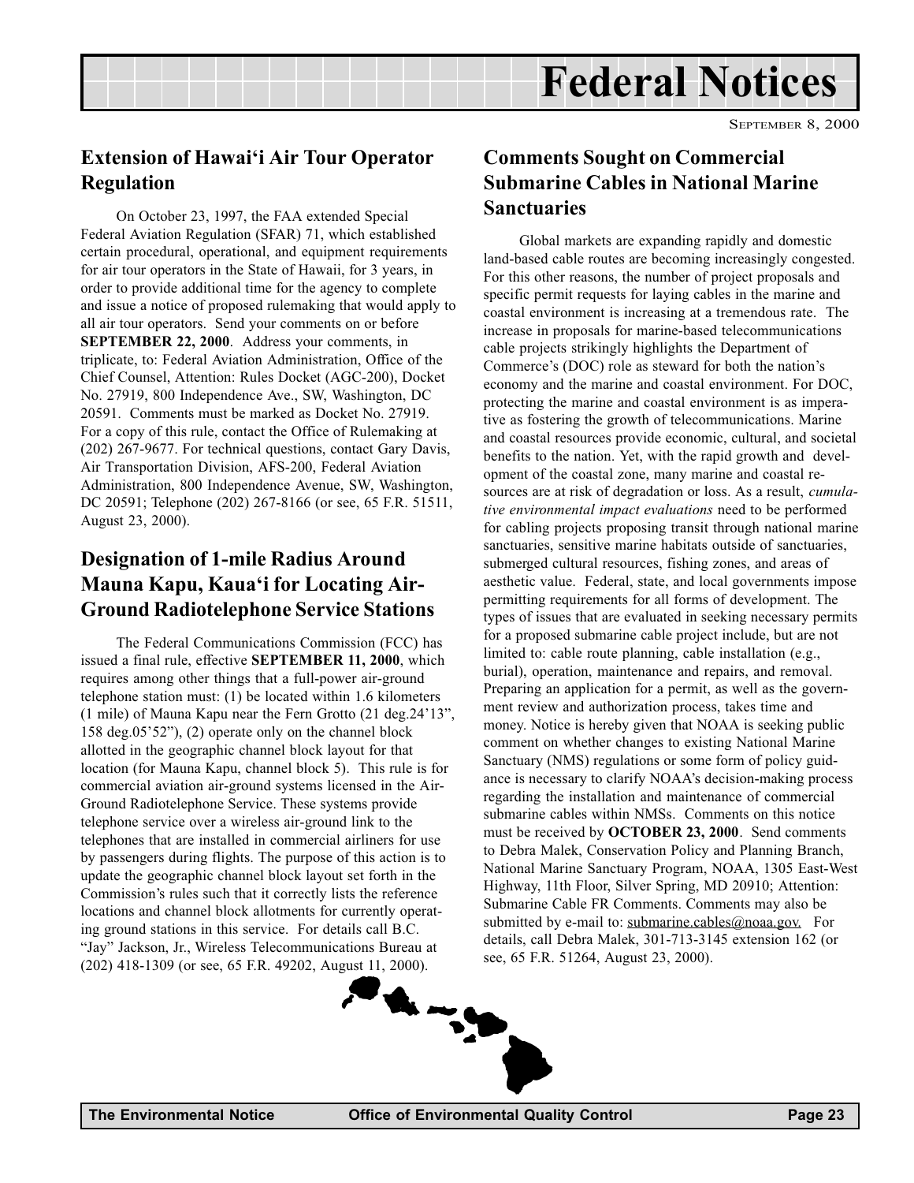# Federal Notices

SEPTEMBER 8, 2000

## Extension of Hawai'i Air Tour Operator Regulation

On October 23, 1997, the FAA extended Special Federal Aviation Regulation (SFAR) 71, which established certain procedural, operational, and equipment requirements for air tour operators in the State of Hawaii, for 3 years, in order to provide additional time for the agency to complete and issue a notice of proposed rulemaking that would apply to all air tour operators. Send your comments on or before **SEPTEMBER 22, 2000**. Address your comments, in triplicate, to: Federal Aviation Administration, Office of the Chief Counsel, Attention: Rules Docket (AGC-200), Docket No. 27919, 800 Independence Ave., SW, Washington, DC 20591. Comments must be marked as Docket No. 27919. For a copy of this rule, contact the Office of Rulemaking at (202) 267-9677. For technical questions, contact Gary Davis, Air Transportation Division, AFS-200, Federal Aviation Administration, 800 Independence Avenue, SW, Washington, DC 20591; Telephone (202) 267-8166 (or see, 65 F.R. 51511, August 23, 2000).

## Designation of 1-mile Radius Around Mauna Kapu, Kaua'i for Locating Air-Ground Radiotelephone Service Stations

The Federal Communications Commission (FCC) has issued a final rule, effective **SEPTEMBER 11, 2000**, which requires among other things that a full-power air-ground telephone station must: (1) be located within 1.6 kilometers (1 mile) of Mauna Kapu near the Fern Grotto (21 deg.24'13", 158 deg.05'52"), (2) operate only on the channel block allotted in the geographic channel block layout for that location (for Mauna Kapu, channel block 5). This rule is for commercial aviation air-ground systems licensed in the Air-Ground Radiotelephone Service. These systems provide telephone service over a wireless air-ground link to the telephones that are installed in commercial airliners for use by passengers during flights. The purpose of this action is to update the geographic channel block layout set forth in the Commission's rules such that it correctly lists the reference locations and channel block allotments for currently operating ground stations in this service. For details call B.C. "Jay" Jackson, Jr., Wireless Telecommunications Bureau at (202) 418-1309 (or see, 65 F.R. 49202, August 11, 2000).

## Comments Sought on Commercial Submarine Cables in National Marine Sanctuaries

Global markets are expanding rapidly and domestic land-based cable routes are becoming increasingly congested. For this other reasons, the number of project proposals and specific permit requests for laying cables in the marine and coastal environment is increasing at a tremendous rate. The increase in proposals for marine-based telecommunications cable projects strikingly highlights the Department of Commerce's (DOC) role as steward for both the nation's economy and the marine and coastal environment. For DOC, protecting the marine and coastal environment is as imperative as fostering the growth of telecommunications. Marine and coastal resources provide economic, cultural, and societal benefits to the nation. Yet, with the rapid growth and development of the coastal zone, many marine and coastal resources are at risk of degradation or loss. As a result, *cumulative environmental impact evaluations* need to be performed for cabling projects proposing transit through national marine sanctuaries, sensitive marine habitats outside of sanctuaries, submerged cultural resources, fishing zones, and areas of aesthetic value. Federal, state, and local governments impose permitting requirements for all forms of development. The types of issues that are evaluated in seeking necessary permits for a proposed submarine cable project include, but are not limited to: cable route planning, cable installation (e.g., burial), operation, maintenance and repairs, and removal. Preparing an application for a permit, as well as the government review and authorization process, takes time and money. Notice is hereby given that NOAA is seeking public comment on whether changes to existing National Marine Sanctuary (NMS) regulations or some form of policy guidance is necessary to clarify NOAA's decision-making process regarding the installation and maintenance of commercial submarine cables within NMSs. Comments on this notice must be received by **OCTOBER 23, 2000**. Send comments to Debra Malek, Conservation Policy and Planning Branch, National Marine Sanctuary Program, NOAA, 1305 East-West Highway, 11th Floor, Silver Spring, MD 20910; Attention: Submarine Cable FR Comments. Comments may also be submitted by e-mail to: submarine.cables@noaa.gov. For details, call Debra Malek, 301-713-3145 extension 162 (or see, 65 F.R. 51264, August 23, 2000).